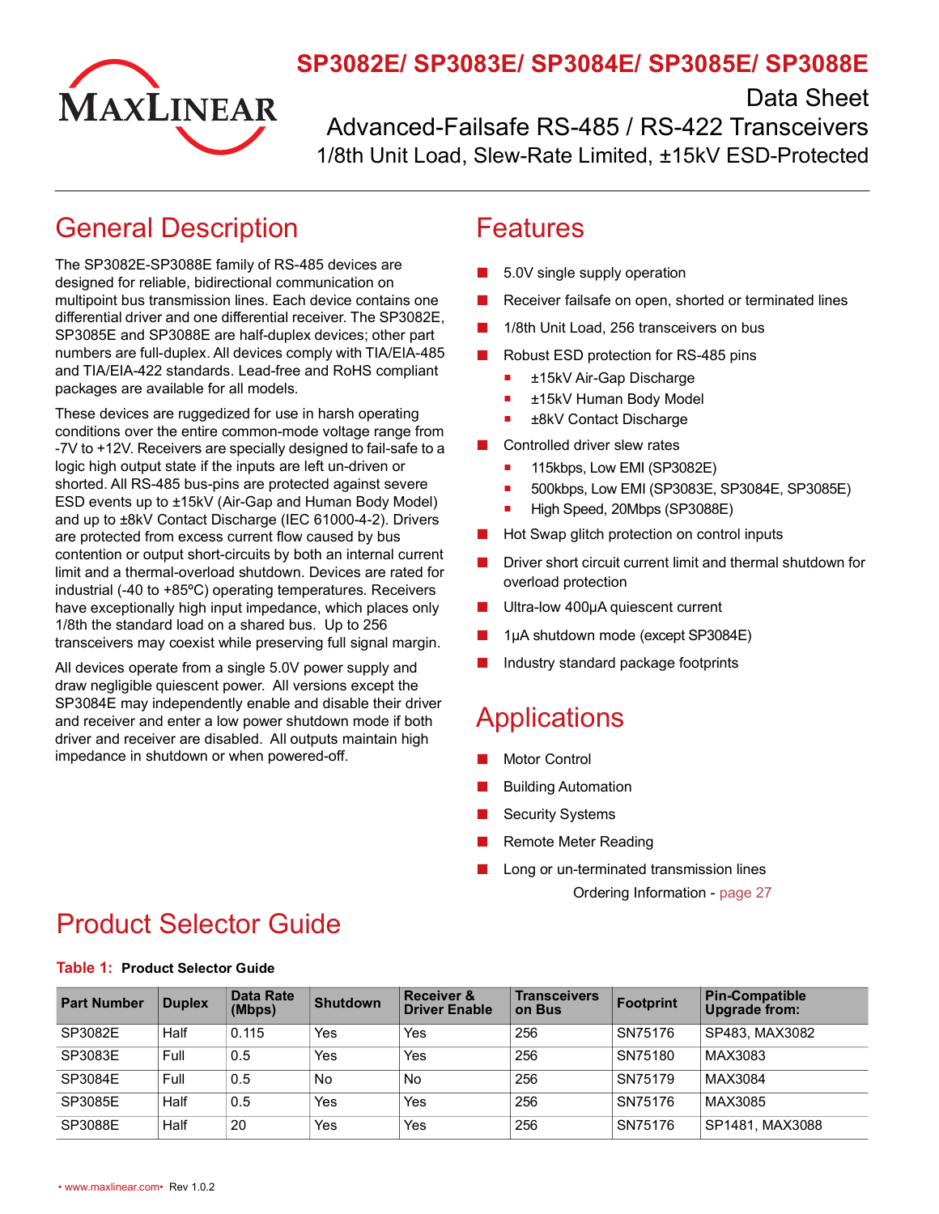# SP3082E/ SP3083E/ SP3084E/ SP3085E/ SP3088E

Data Sheet

Advanced-Failsafe RS-485 / RS-422 Transceivers

1/8th Unit Load, Slew-Rate Limited, ±15kV ESD-Protected

## General Description

The SP3082E-SP3088E family of RS-485 devices are designed for reliable, bidirectional communication on multipoint bus transmission lines. Each device contains one differential driver and one differential receiver. The SP3082E, SP3085E and SP3088E are half-duplex devices; other part numbers are full-duplex. All devices comply with TIA/EIA-485 and TIA/EIA-422 standards. Lead-free and RoHS compliant packages are available for all models.

These devices are ruggedized for use in harsh operating conditions over the entire common-mode voltage range from -7V to +12V. Receivers are specially designed to fail-safe to a logic high output state if the inputs are left un-driven or shorted. All RS-485 bus-pins are protected against severe ESD events up to ±15kV (Air-Gap and Human Body Model) and up to ±8kV Contact Discharge (IEC 61000-4-2). Drivers are protected from excess current flow caused by bus contention or output short-circuits by both an internal current limit and a thermal-overload shutdown. Devices are rated for industrial (-40 to +85ºC) operating temperatures. Receivers have exceptionally high input impedance, which places only 1/8th the standard load on a shared bus. Up to 256 transceivers may coexist while preserving full signal margin.

All devices operate from a single 5.0V power supply and draw negligible quiescent power. All versions except the SP3084E may independently enable and disable their driver and receiver and enter a low power shutdown mode if both driver and receiver are disabled. All outputs maintain high impedance in shutdown or when powered-off.

## Features

- 5.0V single supply operation
- Receiver failsafe on open, shorted or terminated lines
- 1/8th Unit Load, 256 transceivers on bus
- Robust ESD protection for RS-485 pins
  - ±15kV Air-Gap Discharge
  - ±15kV Human Body Model
  - ±8kV Contact Discharge
- Controlled driver slew rates
  - 115kbps, Low EMI (SP3082E)
  - 500kbps, Low EMI (SP3083E, SP3084E, SP3085E)
  - High Speed, 20Mbps (SP3088E)
- Hot Swap glitch protection on control inputs
- Driver short circuit current limit and thermal shutdown for overload protection
- Ultra-low 400µA quiescent current
- 1µA shutdown mode (except SP3084E)
- Industry standard package footprints

## Applications

- Motor Control
- Building Automation
- Security Systems
- Remote Meter Reading
- Long or un-terminated transmission lines

Ordering Information - page 27

## Product Selector Guide

**Table 1: Product Selector Guide**

| Part Number | Duplex | Data Rate (Mbps) | Shutdown | Receiver & Driver Enable | Transceivers on Bus | Footprint | Pin-Compatible Upgrade from: |
|---|---|---|---|---|---|---|---|
| SP3082E | Half | 0.115 | Yes | Yes | 256 | SN75176 | SP483, MAX3082 |
| SP3083E | Full | 0.5 | Yes | Yes | 256 | SN75180 | MAX3083 |
| SP3084E | Full | 0.5 | No | No | 256 | SN75179 | MAX3084 |
| SP3085E | Half | 0.5 | Yes | Yes | 256 | SN75176 | MAX3085 |
| SP3088E | Half | 20 | Yes | Yes | 256 | SN75176 | SP1481, MAX3088 |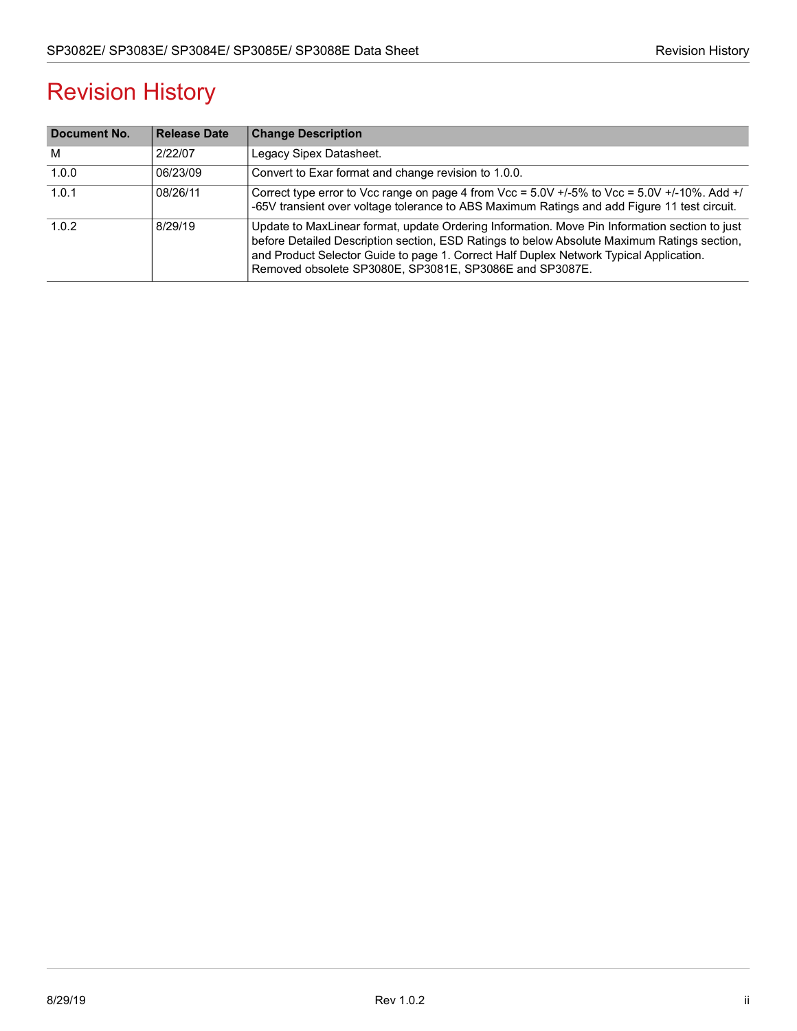# Revision History

| Document No. | Release Date | Change Description |
| --- | --- | --- |
| M | 2/22/07 | Legacy Sipex Datasheet. |
| 1.0.0 | 06/23/09 | Convert to Exar format and change revision to 1.0.0. |
| 1.0.1 | 08/26/11 | Correct type error to Vcc range on page 4 from Vcc = 5.0V +/-5% to Vcc = 5.0V +/-10%. Add +/-65V transient over voltage tolerance to ABS Maximum Ratings and add Figure 11 test circuit. |
| 1.0.2 | 8/29/19 | Update to MaxLinear format, update Ordering Information. Move Pin Information section to just before Detailed Description section, ESD Ratings to below Absolute Maximum Ratings section, and Product Selector Guide to page 1. Correct Half Duplex Network Typical Application. Removed obsolete SP3080E, SP3081E, SP3086E and SP3087E. |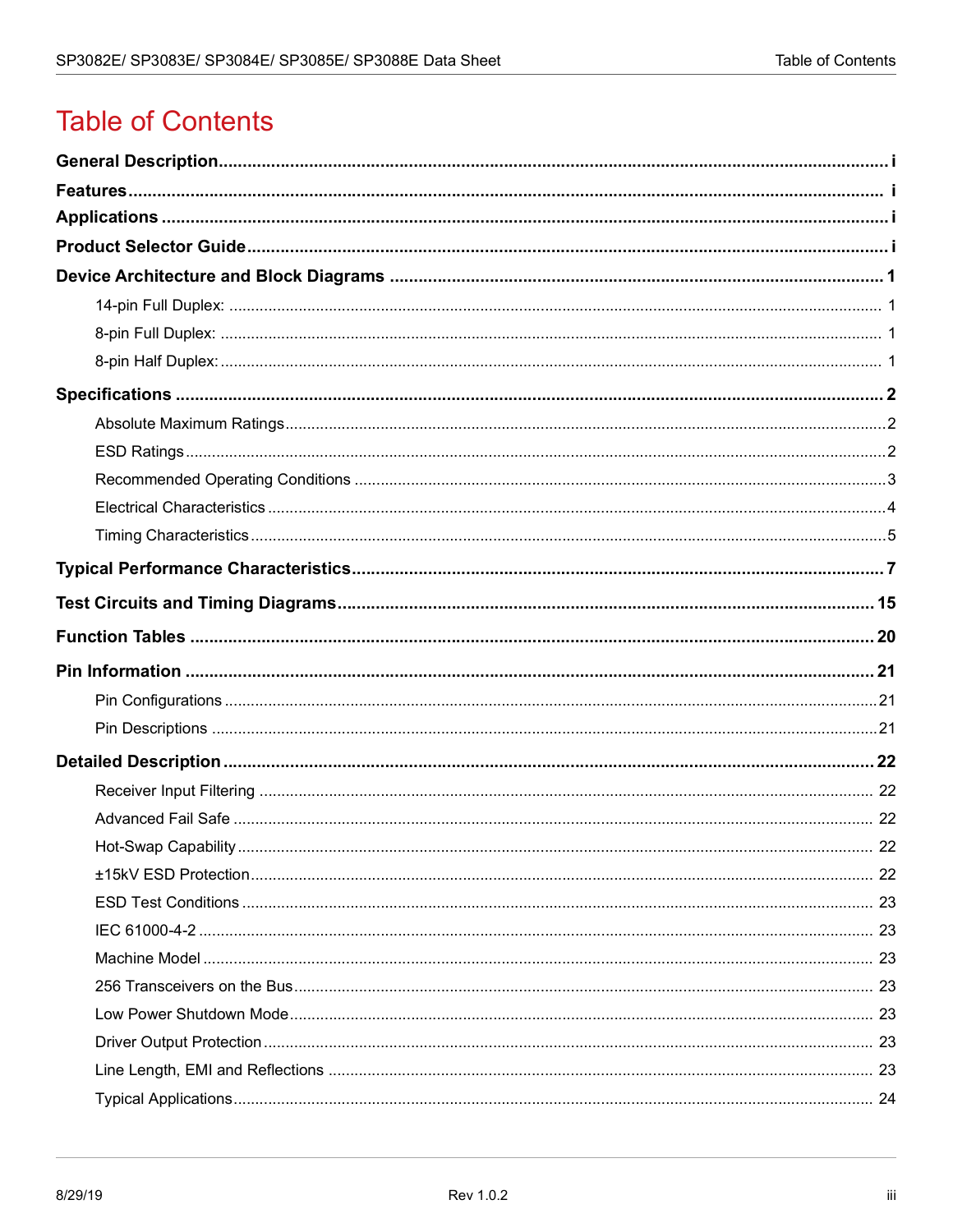# Table of Contents

**General Description** .......... i

**Features** .......... i

**Applications** .......... i

**Product Selector Guide** .......... i

**Device Architecture and Block Diagrams** .......... 1

- 14-pin Full Duplex: .......... 1
- 8-pin Full Duplex: .......... 1
- 8-pin Half Duplex: .......... 1

**Specifications** .......... 2

- Absolute Maximum Ratings .......... 2
- ESD Ratings .......... 2
- Recommended Operating Conditions .......... 3
- Electrical Characteristics .......... 4
- Timing Characteristics .......... 5

**Typical Performance Characteristics** .......... 7

**Test Circuits and Timing Diagrams** .......... 15

**Function Tables** .......... 20

**Pin Information** .......... 21

- Pin Configurations .......... 21
- Pin Descriptions .......... 21

**Detailed Description** .......... 22

- Receiver Input Filtering .......... 22
- Advanced Fail Safe .......... 22
- Hot-Swap Capability .......... 22
- ±15kV ESD Protection .......... 22
- ESD Test Conditions .......... 23
- IEC 61000-4-2 .......... 23
- Machine Model .......... 23
- 256 Transceivers on the Bus .......... 23
- Low Power Shutdown Mode .......... 23
- Driver Output Protection .......... 23
- Line Length, EMI and Reflections .......... 23
- Typical Applications .......... 24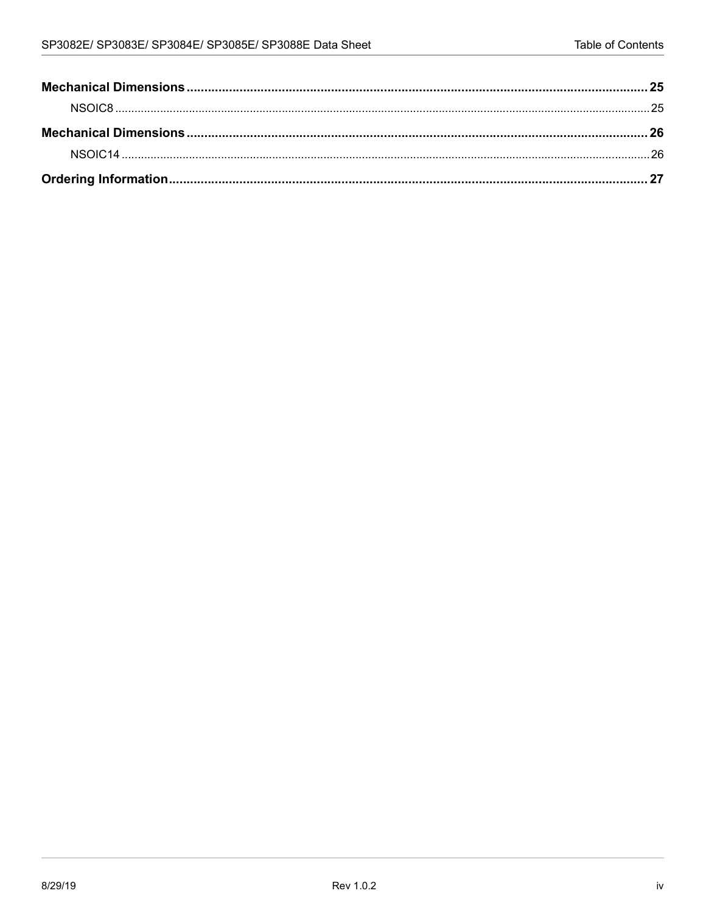**Mechanical Dimensions** .......... **25**

NSOIC8 .......... 25

**Mechanical Dimensions** .......... **26**

NSOIC14 .......... 26

**Ordering Information** .......... **27**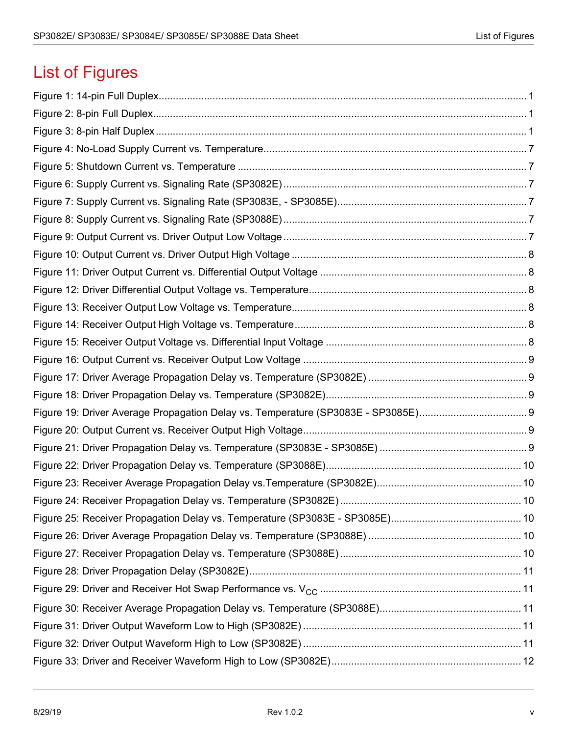# List of Figures

Figure 1: 14-pin Full Duplex.................................................................................................................. 1

Figure 2: 8-pin Full Duplex.................................................................................................................... 1

Figure 3: 8-pin Half Duplex................................................................................................................... 1

Figure 4: No-Load Supply Current vs. Temperature............................................................................. 7

Figure 5: Shutdown Current vs. Temperature ...................................................................................... 7

Figure 6: Supply Current vs. Signaling Rate (SP3082E) ...................................................................... 7

Figure 7: Supply Current vs. Signaling Rate (SP3083E, - SP3085E)................................................... 7

Figure 8: Supply Current vs. Signaling Rate (SP3088E) ...................................................................... 7

Figure 9: Output Current vs. Driver Output Low Voltage ...................................................................... 7

Figure 10: Output Current vs. Driver Output High Voltage ................................................................... 8

Figure 11: Driver Output Current vs. Differential Output Voltage ......................................................... 8

Figure 12: Driver Differential Output Voltage vs. Temperature............................................................. 8

Figure 13: Receiver Output Low Voltage vs. Temperature................................................................... 8

Figure 14: Receiver Output High Voltage vs. Temperature.................................................................. 8

Figure 15: Receiver Output Voltage vs. Differential Input Voltage ....................................................... 8

Figure 16: Output Current vs. Receiver Output Low Voltage ............................................................... 9

Figure 17: Driver Average Propagation Delay vs. Temperature (SP3082E) ........................................ 9

Figure 18: Driver Propagation Delay vs. Temperature (SP3082E)....................................................... 9

Figure 19: Driver Average Propagation Delay vs. Temperature (SP3083E - SP3085E)....................... 9

Figure 20: Output Current vs. Receiver Output High Voltage............................................................... 9

Figure 21: Driver Propagation Delay vs. Temperature (SP3083E - SP3085E) .................................... 9

Figure 22: Driver Propagation Delay vs. Temperature (SP3088E)..................................................... 10

Figure 23: Receiver Average Propagation Delay vs.Temperature (SP3082E)................................... 10

Figure 24: Receiver Propagation Delay vs. Temperature (SP3082E) ................................................ 10

Figure 25: Receiver Propagation Delay vs. Temperature (SP3083E - SP3085E).............................. 10

Figure 26: Driver Average Propagation Delay vs. Temperature (SP3088E) ...................................... 10

Figure 27: Receiver Propagation Delay vs. Temperature (SP3088E) ................................................ 10

Figure 28: Driver Propagation Delay (SP3082E)................................................................................ 11

Figure 29: Driver and Receiver Hot Swap Performance vs. $V_{CC}$ ...................................................... 11

Figure 30: Receiver Average Propagation Delay vs. Temperature (SP3088E).................................. 11

Figure 31: Driver Output Waveform Low to High (SP3082E) ............................................................. 11

Figure 32: Driver Output Waveform High to Low (SP3082E) ............................................................. 11

Figure 33: Driver and Receiver Waveform High to Low (SP3082E)................................................... 12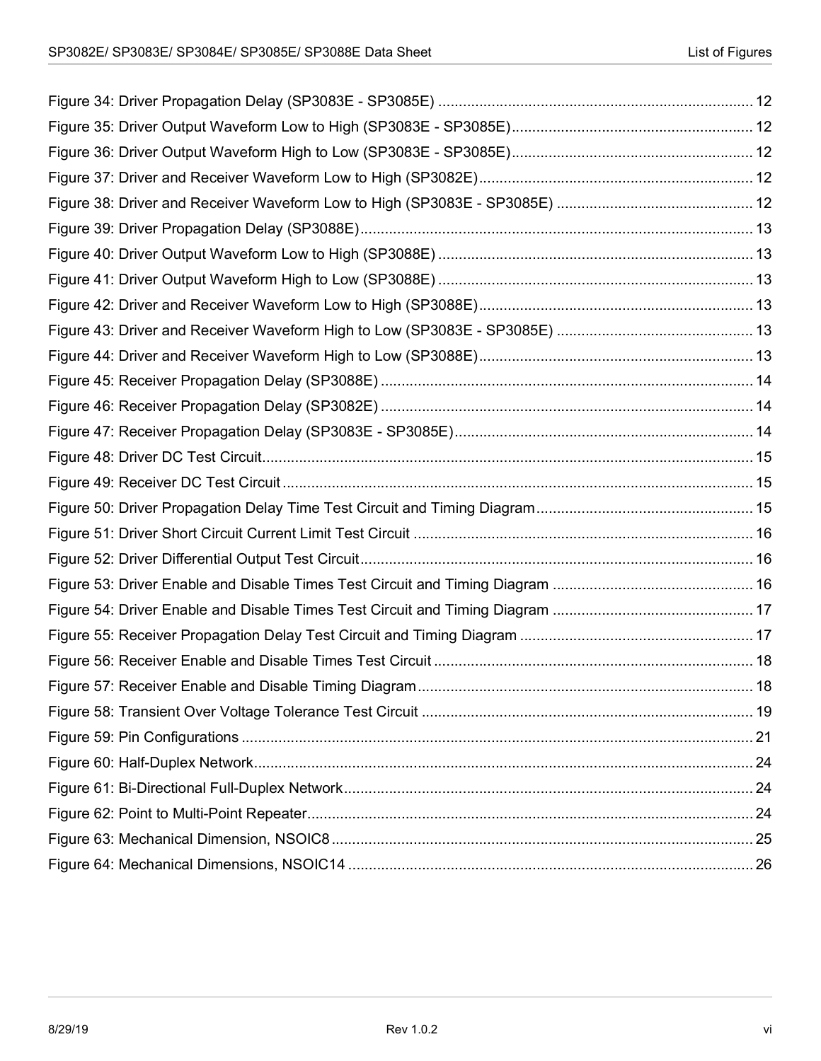Figure 34: Driver Propagation Delay (SP3083E - SP3085E) ............................................................................. 12
Figure 35: Driver Output Waveform Low to High (SP3083E - SP3085E)........................................................... 12
Figure 36: Driver Output Waveform High to Low (SP3083E - SP3085E)........................................................... 12
Figure 37: Driver and Receiver Waveform Low to High (SP3082E)................................................................... 12
Figure 38: Driver and Receiver Waveform Low to High (SP3083E - SP3085E) ................................................ 12
Figure 39: Driver Propagation Delay (SP3088E)................................................................................................ 13
Figure 40: Driver Output Waveform Low to High (SP3088E) ............................................................................. 13
Figure 41: Driver Output Waveform High to Low (SP3088E) ............................................................................. 13
Figure 42: Driver and Receiver Waveform Low to High (SP3088E)................................................................... 13
Figure 43: Driver and Receiver Waveform High to Low (SP3083E - SP3085E) ................................................ 13
Figure 44: Driver and Receiver Waveform High to Low (SP3088E)................................................................... 13
Figure 45: Receiver Propagation Delay (SP3088E) ........................................................................................... 14
Figure 46: Receiver Propagation Delay (SP3082E) ........................................................................................... 14
Figure 47: Receiver Propagation Delay (SP3083E - SP3085E)......................................................................... 14
Figure 48: Driver DC Test Circuit........................................................................................................................ 15
Figure 49: Receiver DC Test Circuit ................................................................................................................... 15
Figure 50: Driver Propagation Delay Time Test Circuit and Timing Diagram..................................................... 15
Figure 51: Driver Short Circuit Current Limit Test Circuit ................................................................................... 16
Figure 52: Driver Differential Output Test Circuit................................................................................................ 16
Figure 53: Driver Enable and Disable Times Test Circuit and Timing Diagram ................................................. 16
Figure 54: Driver Enable and Disable Times Test Circuit and Timing Diagram ................................................. 17
Figure 55: Receiver Propagation Delay Test Circuit and Timing Diagram ......................................................... 17
Figure 56: Receiver Enable and Disable Times Test Circuit .............................................................................. 18
Figure 57: Receiver Enable and Disable Timing Diagram.................................................................................. 18
Figure 58: Transient Over Voltage Tolerance Test Circuit ................................................................................. 19
Figure 59: Pin Configurations ............................................................................................................................. 21
Figure 60: Half-Duplex Network.......................................................................................................................... 24
Figure 61: Bi-Directional Full-Duplex Network..................................................................................................... 24
Figure 62: Point to Multi-Point Repeater............................................................................................................. 24
Figure 63: Mechanical Dimension, NSOIC8 ....................................................................................................... 25
Figure 64: Mechanical Dimensions, NSOIC14 ................................................................................................... 26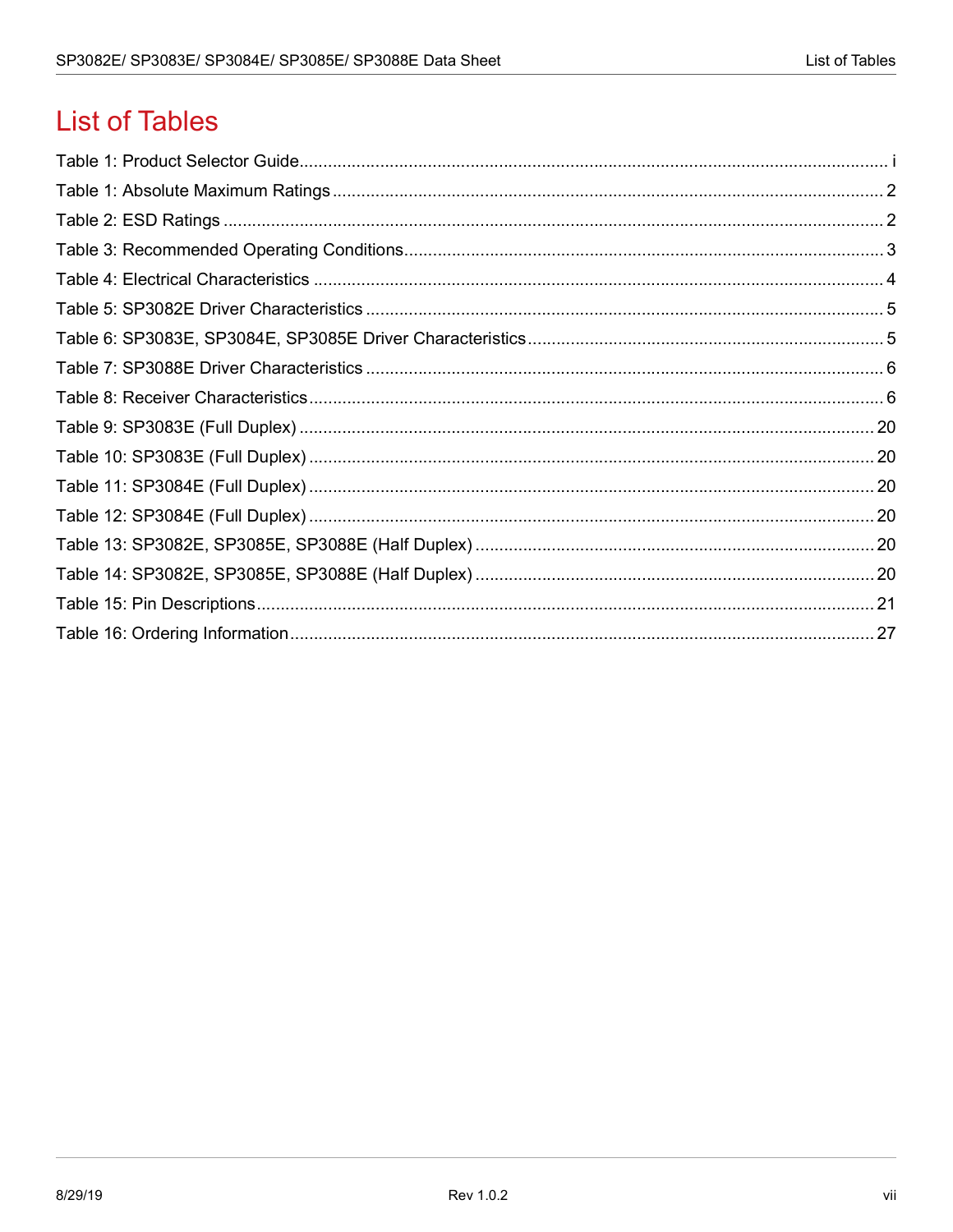# List of Tables

Table 1: Product Selector Guide ........ i
Table 1: Absolute Maximum Ratings ........ 2
Table 2: ESD Ratings ........ 2
Table 3: Recommended Operating Conditions ........ 3
Table 4: Electrical Characteristics ........ 4
Table 5: SP3082E Driver Characteristics ........ 5
Table 6: SP3083E, SP3084E, SP3085E Driver Characteristics ........ 5
Table 7: SP3088E Driver Characteristics ........ 6
Table 8: Receiver Characteristics ........ 6
Table 9: SP3083E (Full Duplex) ........ 20
Table 10: SP3083E (Full Duplex) ........ 20
Table 11: SP3084E (Full Duplex) ........ 20
Table 12: SP3084E (Full Duplex) ........ 20
Table 13: SP3082E, SP3085E, SP3088E (Half Duplex) ........ 20
Table 14: SP3082E, SP3085E, SP3088E (Half Duplex) ........ 20
Table 15: Pin Descriptions ........ 21
Table 16: Ordering Information ........ 27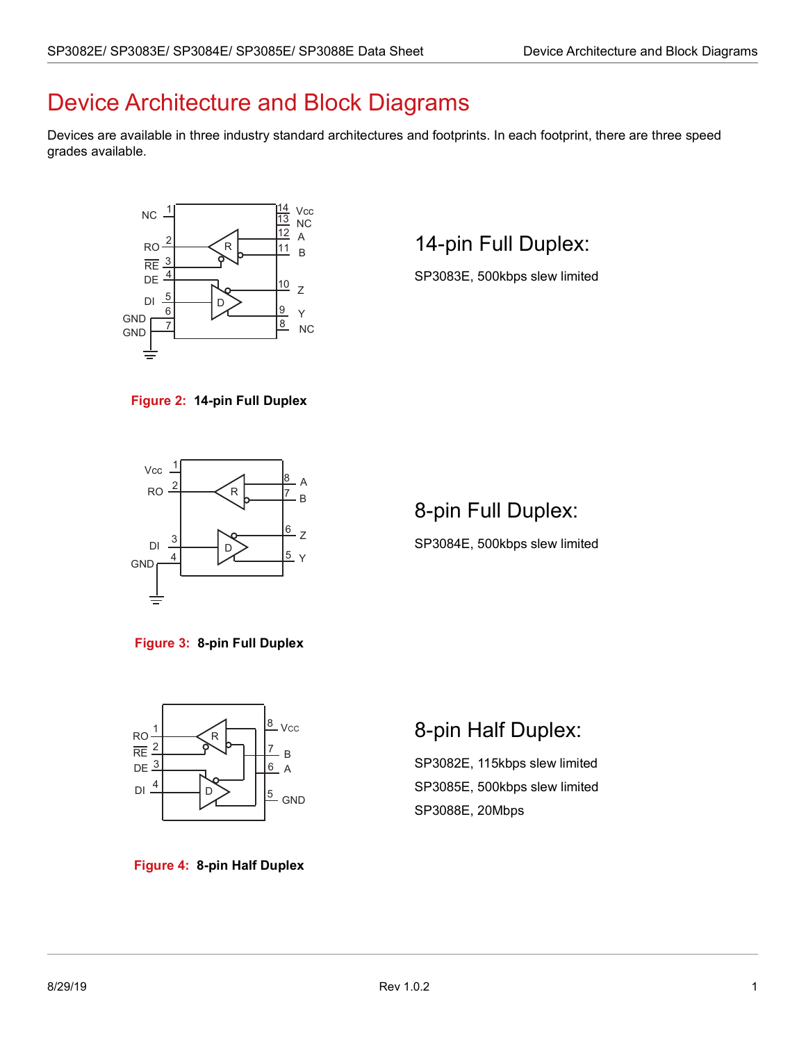# Device Architecture and Block Diagrams

Devices are available in three industry standard architectures and footprints. In each footprint, there are three speed grades available.

**Figure 2: 14-pin Full Duplex**

## 14-pin Full Duplex:

SP3083E, 500kbps slew limited

**Figure 3: 8-pin Full Duplex**

## 8-pin Full Duplex:

SP3084E, 500kbps slew limited

**Figure 4: 8-pin Half Duplex**

## 8-pin Half Duplex:

SP3082E, 115kbps slew limited

SP3085E, 500kbps slew limited

SP3088E, 20Mbps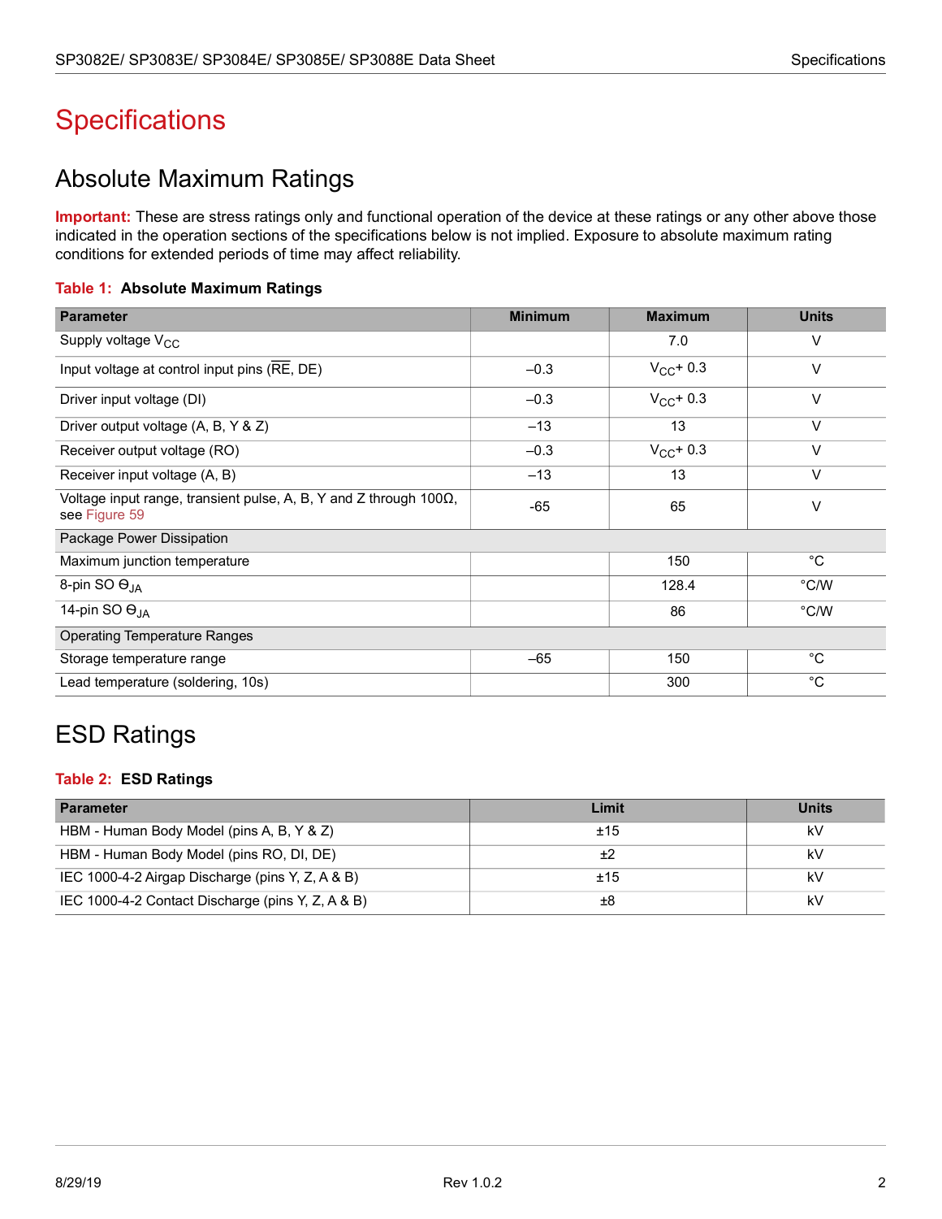# Specifications

## Absolute Maximum Ratings

**Important:** These are stress ratings only and functional operation of the device at these ratings or any other above those indicated in the operation sections of the specifications below is not implied. Exposure to absolute maximum rating conditions for extended periods of time may affect reliability.

**Table 1: Absolute Maximum Ratings**

| Parameter | Minimum | Maximum | Units |
|---|---|---|---|
| Supply voltage $V_{CC}$ | | 7.0 | V |
| Input voltage at control input pins ($\overline{RE}$, DE) | –0.3 | $V_{CC}$+ 0.3 | V |
| Driver input voltage (DI) | –0.3 | $V_{CC}$+ 0.3 | V |
| Driver output voltage (A, B, Y & Z) | –13 | 13 | V |
| Receiver output voltage (RO) | –0.3 | $V_{CC}$+ 0.3 | V |
| Receiver input voltage (A, B) | –13 | 13 | V |
| Voltage input range, transient pulse, A, B, Y and Z through 100Ω, see Figure 59 | -65 | 65 | V |
| Package Power Dissipation | | | |
| Maximum junction temperature | | 150 | °C |
| 8-pin SO $\Theta_{JA}$ | | 128.4 | °C/W |
| 14-pin SO $\Theta_{JA}$ | | 86 | °C/W |
| Operating Temperature Ranges | | | |
| Storage temperature range | –65 | 150 | °C |
| Lead temperature (soldering, 10s) | | 300 | °C |

## ESD Ratings

**Table 2: ESD Ratings**

| Parameter | Limit | Units |
|---|---|---|
| HBM - Human Body Model (pins A, B, Y & Z) | ±15 | kV |
| HBM - Human Body Model (pins RO, DI, DE) | ±2 | kV |
| IEC 1000-4-2 Airgap Discharge (pins Y, Z, A & B) | ±15 | kV |
| IEC 1000-4-2 Contact Discharge (pins Y, Z, A & B) | ±8 | kV |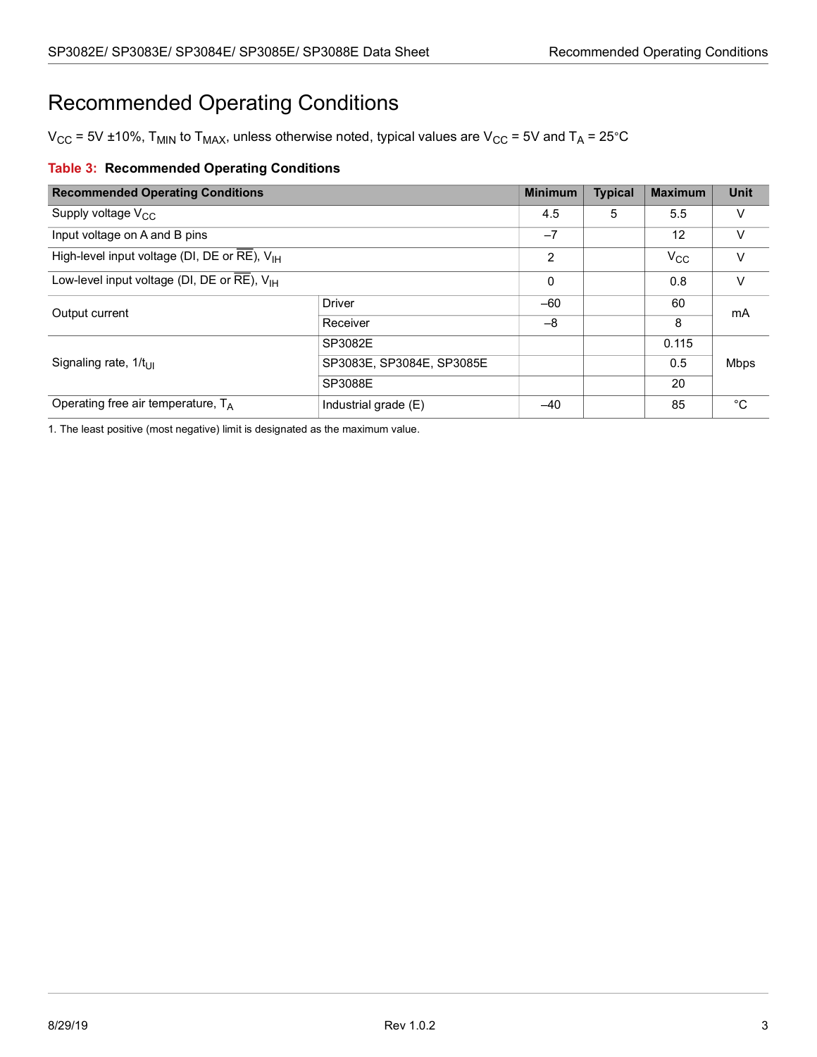# Recommended Operating Conditions

$V_{CC}$ = 5V ±10%, $T_{MIN}$ to $T_{MAX}$, unless otherwise noted, typical values are $V_{CC}$ = 5V and $T_A$ = 25°C

**Table 3: Recommended Operating Conditions**

| Recommended Operating Conditions | | Minimum | Typical | Maximum | Unit |
|---|---|---|---|---|---|
| Supply voltage $V_{CC}$ | | 4.5 | 5 | 5.5 | V |
| Input voltage on A and B pins | | –7 | | 12 | V |
| High-level input voltage (DI, DE or $\overline{RE}$), $V_{IH}$ | | 2 | | $V_{CC}$ | V |
| Low-level input voltage (DI, DE or $\overline{RE}$), $V_{IH}$ | | 0 | | 0.8 | V |
| Output current | Driver | –60 | | 60 | mA |
| | Receiver | –8 | | 8 | |
| Signaling rate, $1/t_{UI}$ | SP3082E | | | 0.115 | Mbps |
| | SP3083E, SP3084E, SP3085E | | | 0.5 | |
| | SP3088E | | | 20 | |
| Operating free air temperature, $T_A$ | Industrial grade (E) | –40 | | 85 | °C |

1. The least positive (most negative) limit is designated as the maximum value.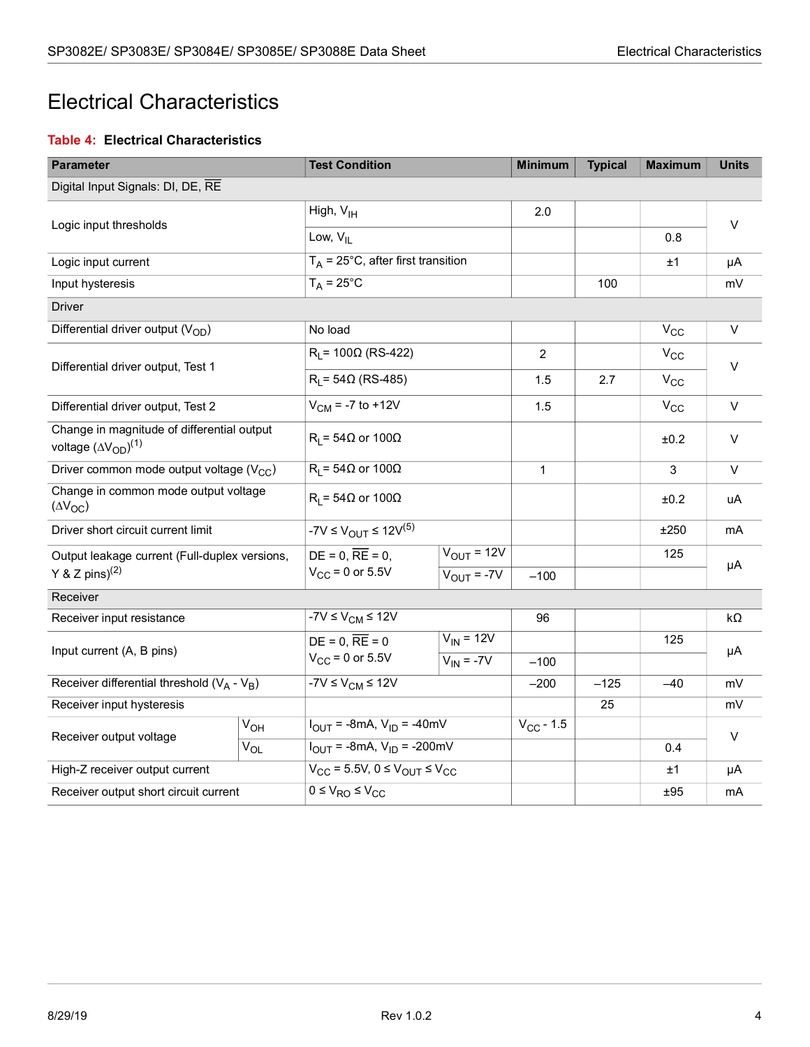# Electrical Characteristics

**Table 4: Electrical Characteristics**

| Parameter | Test Condition | Minimum | Typical | Maximum | Units |
|---|---|---|---|---|---|
| Digital Input Signals: DI, DE, $\overline{RE}$ | | | | | |
| Logic input thresholds | High, $V_{IH}$ | 2.0 | | | V |
| | Low, $V_{IL}$ | | | 0.8 | |
| Logic input current | $T_A$ = 25°C, after first transition | | | ±1 | µA |
| Input hysteresis | $T_A$ = 25°C | | 100 | | mV |
| Driver | | | | | |
| Differential driver output ($V_{OD}$) | No load | | | $V_{CC}$ | V |
| Differential driver output, Test 1 | $R_L$= 100Ω (RS-422) | 2 | | $V_{CC}$ | V |
| | $R_L$= 54Ω (RS-485) | 1.5 | 2.7 | $V_{CC}$ | |
| Differential driver output, Test 2 | $V_{CM}$ = -7 to +12V | 1.5 | | $V_{CC}$ | V |
| Change in magnitude of differential output voltage ($\Delta V_{OD}$)(1) | $R_L$= 54Ω or 100Ω | | | ±0.2 | V |
| Driver common mode output voltage ($V_{CC}$) | $R_L$= 54Ω or 100Ω | 1 | | 3 | V |
| Change in common mode output voltage ($\Delta V_{OC}$) | $R_L$= 54Ω or 100Ω | | | ±0.2 | uA |
| Driver short circuit current limit | -7V ≤ $V_{OUT}$ ≤ 12V(5) | | | ±250 | mA |
| Output leakage current (Full-duplex versions, Y & Z pins)(2) | DE = 0, $\overline{RE}$ = 0, $V_{CC}$ = 0 or 5.5V; $V_{OUT}$ = 12V | | | 125 | µA |
| | DE = 0, $\overline{RE}$ = 0, $V_{CC}$ = 0 or 5.5V; $V_{OUT}$ = -7V | –100 | | | |
| Receiver | | | | | |
| Receiver input resistance | -7V ≤ $V_{CM}$ ≤ 12V | 96 | | | kΩ |
| Input current (A, B pins) | DE = 0, $\overline{RE}$ = 0, $V_{CC}$ = 0 or 5.5V; $V_{IN}$ = 12V | | | 125 | µA |
| | DE = 0, $\overline{RE}$ = 0, $V_{CC}$ = 0 or 5.5V; $V_{IN}$ = -7V | –100 | | | |
| Receiver differential threshold ($V_A$ - $V_B$) | -7V ≤ $V_{CM}$ ≤ 12V | –200 | –125 | –40 | mV |
| Receiver input hysteresis | | | 25 | | mV |
| Receiver output voltage, $V_{OH}$ | $I_{OUT}$ = -8mA, $V_{ID}$ = -40mV | $V_{CC}$ - 1.5 | | | V |
| Receiver output voltage, $V_{OL}$ | $I_{OUT}$ = -8mA, $V_{ID}$ = -200mV | | | 0.4 | |
| High-Z receiver output current | $V_{CC}$ = 5.5V, 0 ≤ $V_{OUT}$ ≤ $V_{CC}$ | | | ±1 | µA |
| Receiver output short circuit current | 0 ≤ $V_{RO}$ ≤ $V_{CC}$ | | | ±95 | mA |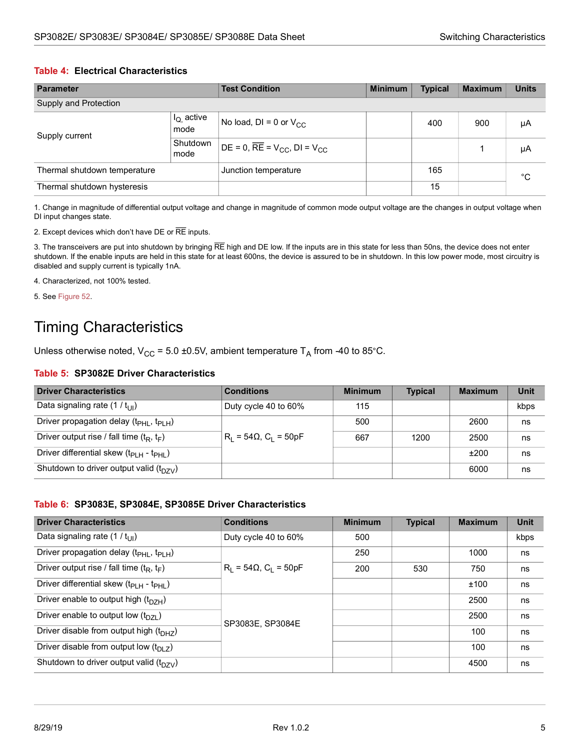**Table 4: Electrical Characteristics**

| Parameter | | Test Condition | Minimum | Typical | Maximum | Units |
|---|---|---|---|---|---|---|
| Supply and Protection | | | | | | |
| Supply current | $I_Q$, active mode | No load, DI = 0 or $V_{CC}$ | | 400 | 900 | µA |
| | Shutdown mode | DE = 0, $\overline{RE}$ = $V_{CC}$, DI = $V_{CC}$ | | | 1 | µA |
| Thermal shutdown temperature | | Junction temperature | | 165 | | °C |
| Thermal shutdown hysteresis | | | | 15 | | °C |

1. Change in magnitude of differential output voltage and change in magnitude of common mode output voltage are the changes in output voltage when DI input changes state.

2. Except devices which don't have DE or $\overline{RE}$ inputs.

3. The transceivers are put into shutdown by bringing $\overline{RE}$ high and DE low. If the inputs are in this state for less than 50ns, the device does not enter shutdown. If the enable inputs are held in this state for at least 600ns, the device is assured to be in shutdown. In this low power mode, most circuitry is disabled and supply current is typically 1nA.

4. Characterized, not 100% tested.

5. See Figure 52.

# Timing Characteristics

Unless otherwise noted, $V_{CC}$ = 5.0 ±0.5V, ambient temperature $T_A$ from -40 to 85°C.

**Table 5: SP3082E Driver Characteristics**

| Driver Characteristics | Conditions | Minimum | Typical | Maximum | Unit |
|---|---|---|---|---|---|
| Data signaling rate (1 / $t_{UI}$) | Duty cycle 40 to 60% | 115 | | | kbps |
| Driver propagation delay ($t_{PHL}$, $t_{PLH}$) | $R_L$ = 54Ω, $C_L$ = 50pF | 500 | | 2600 | ns |
| Driver output rise / fall time ($t_R$, $t_F$) | $R_L$ = 54Ω, $C_L$ = 50pF | 667 | 1200 | 2500 | ns |
| Driver differential skew ($t_{PLH}$ - $t_{PHL}$) | $R_L$ = 54Ω, $C_L$ = 50pF | | | ±200 | ns |
| Shutdown to driver output valid ($t_{DZV}$) | | | | 6000 | ns |

**Table 6: SP3083E, SP3084E, SP3085E Driver Characteristics**

| Driver Characteristics | Conditions | Minimum | Typical | Maximum | Unit |
|---|---|---|---|---|---|
| Data signaling rate (1 / $t_{UI}$) | Duty cycle 40 to 60% | 500 | | | kbps |
| Driver propagation delay ($t_{PHL}$, $t_{PLH}$) | $R_L$ = 54Ω, $C_L$ = 50pF | 250 | | 1000 | ns |
| Driver output rise / fall time ($t_R$, $t_F$) | $R_L$ = 54Ω, $C_L$ = 50pF | 200 | 530 | 750 | ns |
| Driver differential skew ($t_{PLH}$ - $t_{PHL}$) | $R_L$ = 54Ω, $C_L$ = 50pF | | | ±100 | ns |
| Driver enable to output high ($t_{DZH}$) | SP3083E, SP3084E | | | 2500 | ns |
| Driver enable to output low ($t_{DZL}$) | SP3083E, SP3084E | | | 2500 | ns |
| Driver disable from output high ($t_{DHZ}$) | SP3083E, SP3084E | | | 100 | ns |
| Driver disable from output low ($t_{DLZ}$) | SP3083E, SP3084E | | | 100 | ns |
| Shutdown to driver output valid ($t_{DZV}$) | | | | 4500 | ns |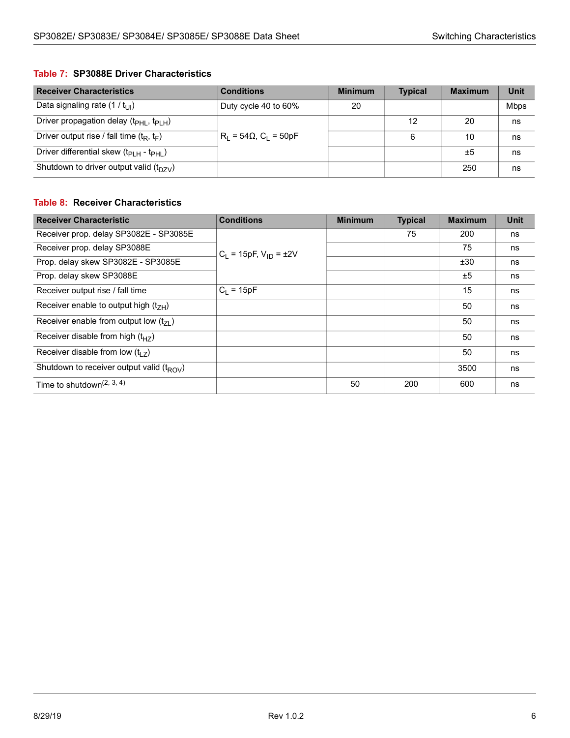**Table 7: SP3088E Driver Characteristics**

| Receiver Characteristics | Conditions | Minimum | Typical | Maximum | Unit |
|---|---|---|---|---|---|
| Data signaling rate ($1 / t_{UI}$) | Duty cycle 40 to 60% | 20 | | | Mbps |
| Driver propagation delay ($t_{PHL}$, $t_{PLH}$) | $R_L = 54\Omega$, $C_L = 50pF$ | | 12 | 20 | ns |
| Driver output rise / fall time ($t_R$, $t_F$) | | | 6 | 10 | ns |
| Driver differential skew ($t_{PLH} - t_{PHL}$) | | | | ±5 | ns |
| Shutdown to driver output valid ($t_{DZV}$) | | | | 250 | ns |

**Table 8: Receiver Characteristics**

| Receiver Characteristic | Conditions | Minimum | Typical | Maximum | Unit |
|---|---|---|---|---|---|
| Receiver prop. delay SP3082E - SP3085E | $C_L = 15pF$, $V_{ID} = \pm 2V$ | | 75 | 200 | ns |
| Receiver prop. delay SP3088E | | | | 75 | ns |
| Prop. delay skew SP3082E - SP3085E | | | | ±30 | ns |
| Prop. delay skew SP3088E | | | | ±5 | ns |
| Receiver output rise / fall time | $C_L = 15pF$ | | | 15 | ns |
| Receiver enable to output high ($t_{ZH}$) | | | | 50 | ns |
| Receiver enable from output low ($t_{ZL}$) | | | | 50 | ns |
| Receiver disable from high ($t_{HZ}$) | | | | 50 | ns |
| Receiver disable from low ($t_{LZ}$) | | | | 50 | ns |
| Shutdown to receiver output valid ($t_{ROV}$) | | | | 3500 | ns |
| Time to shutdown[2, 3, 4] | | 50 | 200 | 600 | ns |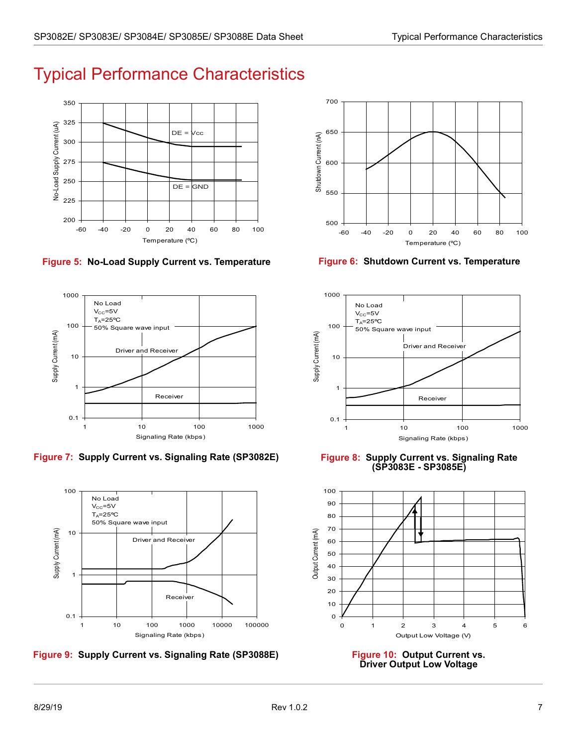# Typical Performance Characteristics

**Figure 5: No-Load Supply Current vs. Temperature**

**Figure 6: Shutdown Current vs. Temperature**

**Figure 7: Supply Current vs. Signaling Rate (SP3082E)**

**Figure 8: Supply Current vs. Signaling Rate (SP3083E - SP3085E)**

**Figure 9: Supply Current vs. Signaling Rate (SP3088E)**

**Figure 10: Output Current vs. Driver Output Low Voltage**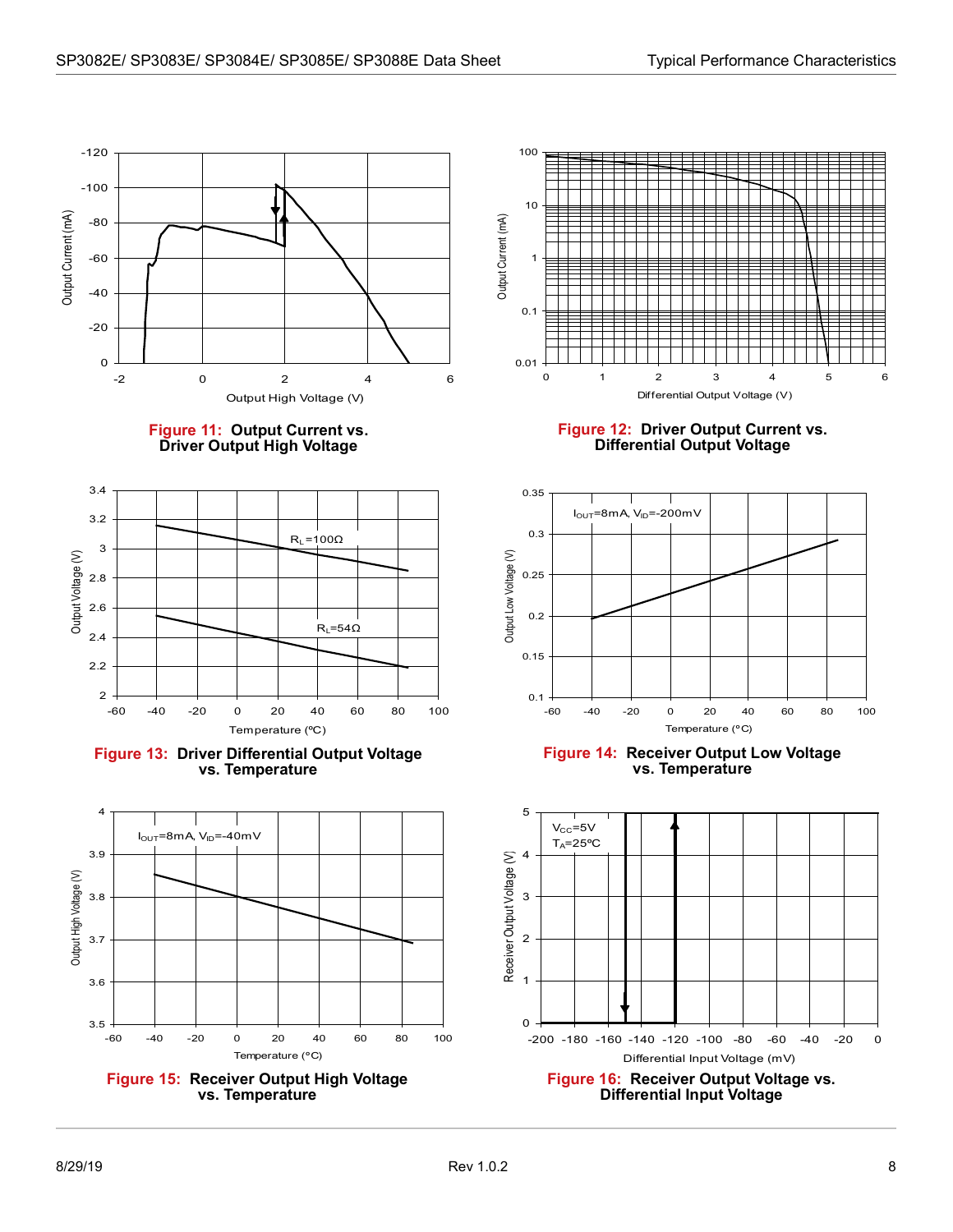Figure 11: Output Current vs. Driver Output High Voltage

Figure 12: Driver Output Current vs. Differential Output Voltage

Figure 13: Driver Differential Output Voltage vs. Temperature

Figure 14: Receiver Output Low Voltage vs. Temperature

Figure 15: Receiver Output High Voltage vs. Temperature

Figure 16: Receiver Output Voltage vs. Differential Input Voltage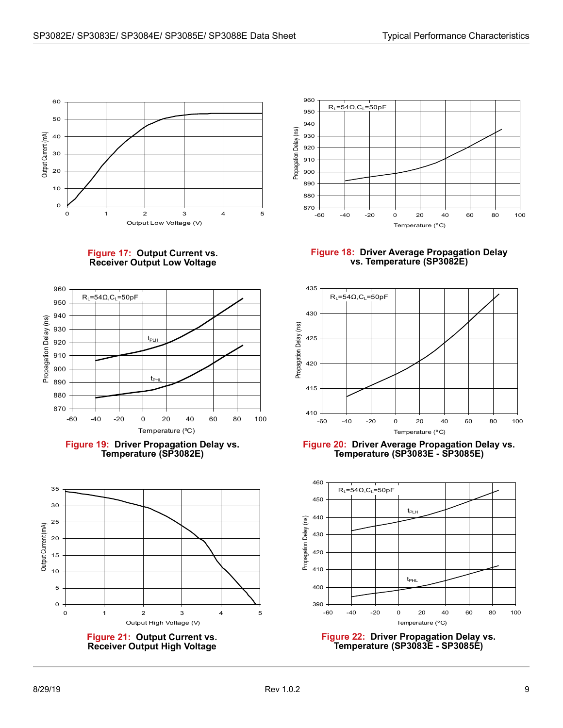**Figure 17: Output Current vs. Receiver Output Low Voltage**

**Figure 18: Driver Average Propagation Delay vs. Temperature (SP3082E)**

**Figure 19: Driver Propagation Delay vs. Temperature (SP3082E)**

**Figure 20: Driver Average Propagation Delay vs. Temperature (SP3083E - SP3085E)**

**Figure 21: Output Current vs. Receiver Output High Voltage**

**Figure 22: Driver Propagation Delay vs. Temperature (SP3083E - SP3085E)**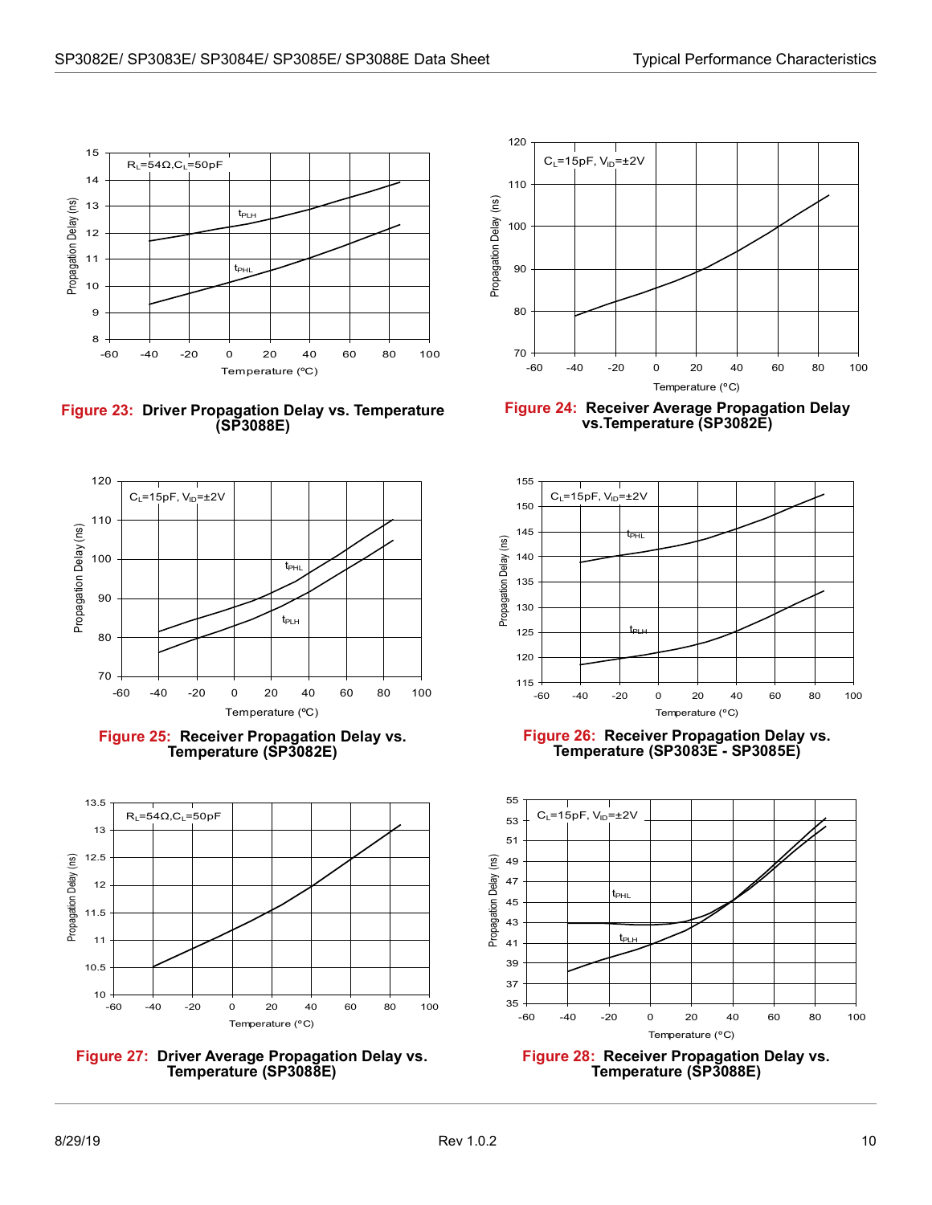Figure 23: Driver Propagation Delay vs. Temperature (SP3088E)

Figure 24: Receiver Average Propagation Delay vs.Temperature (SP3082E)

Figure 25: Receiver Propagation Delay vs. Temperature (SP3082E)

Figure 26: Receiver Propagation Delay vs. Temperature (SP3083E - SP3085E)

Figure 27: Driver Average Propagation Delay vs. Temperature (SP3088E)

Figure 28: Receiver Propagation Delay vs. Temperature (SP3088E)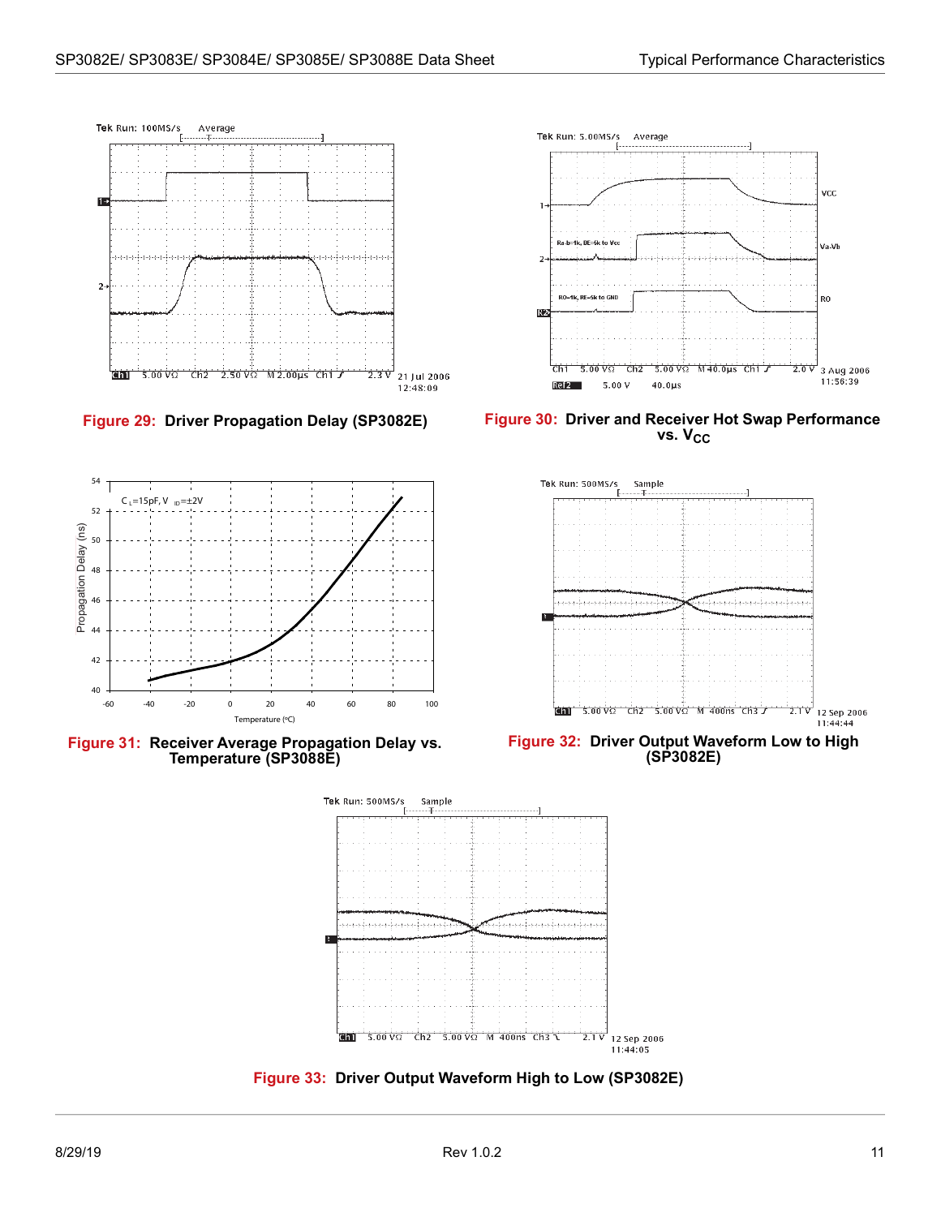Figure 29: Driver Propagation Delay (SP3082E)

Figure 30: Driver and Receiver Hot Swap Performance vs. $V_{CC}$

Figure 31: Receiver Average Propagation Delay vs. Temperature (SP3088E)

Figure 32: Driver Output Waveform Low to High (SP3082E)

Figure 33: Driver Output Waveform High to Low (SP3082E)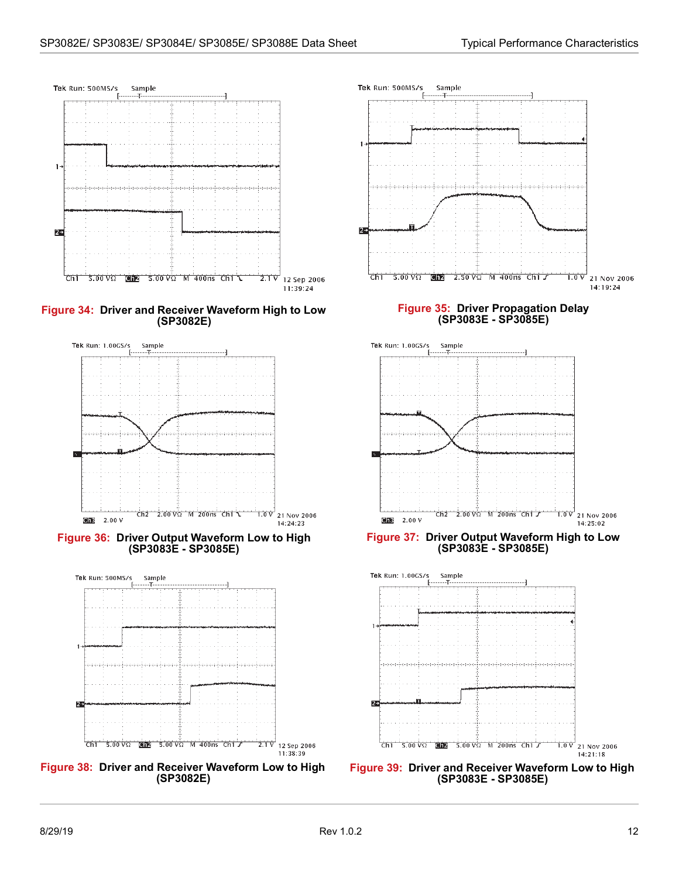Figure 34: Driver and Receiver Waveform High to Low (SP3082E)

Figure 35: Driver Propagation Delay (SP3083E - SP3085E)

Figure 36: Driver Output Waveform Low to High (SP3083E - SP3085E)

Figure 37: Driver Output Waveform High to Low (SP3083E - SP3085E)

Figure 38: Driver and Receiver Waveform Low to High (SP3082E)

Figure 39: Driver and Receiver Waveform Low to High (SP3083E - SP3085E)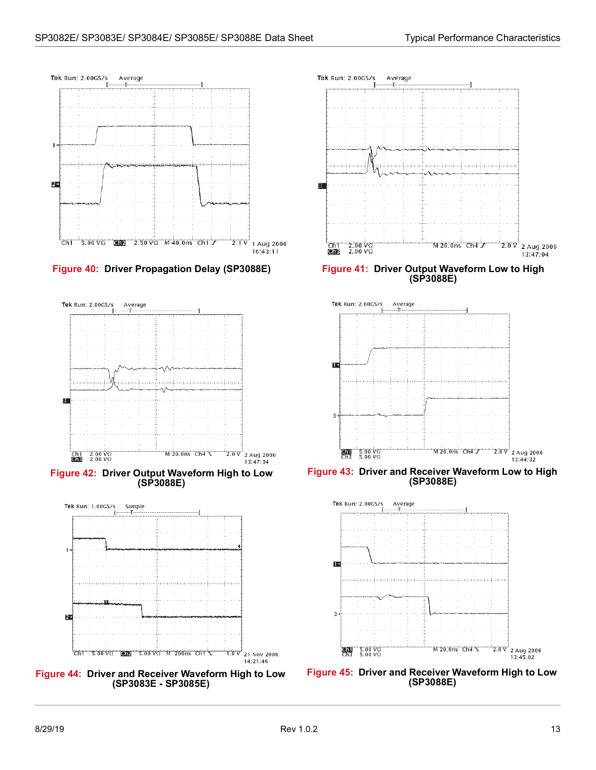Tek Run: 2.00GS/s Average

Ch1 5.00 VΩ Ch2 2.50 VΩ M 40.0ns Ch1 ƒ 2.1 V 1 Aug 2006 16:43:11

**Figure 40: Driver Propagation Delay (SP3088E)**

Tek Run: 2.00GS/s Average

Ch1 2.00 VΩ Ch3 2.00 VΩ M 20.0ns Ch4 ƒ 2.0 V 2 Aug 2006 13:47:04

**Figure 41: Driver Output Waveform Low to High (SP3088E)**

Tek Run: 2.00GS/s Average

Ch1 2.00 VΩ Ch3 2.00 VΩ M 20.0ns Ch4 ⌊ 2.0 V 2 Aug 2006 13:47:34

**Figure 42: Driver Output Waveform High to Low (SP3088E)**

Tek Run: 2.00GS/s Average

Ch1 5.00 VΩ Ch3 5.00 VΩ M 20.0ns Ch4 ƒ 2.0 V 2 Aug 2006 13:44:32

**Figure 43: Driver and Receiver Waveform Low to High (SP3088E)**

Tek Run: 1.00GS/s Sample

Ch1 5.00 VΩ Ch2 5.00 VΩ M 200ns Ch1 ⌊ 1.0 V 21 Nov 2006 14:21:46

**Figure 44: Driver and Receiver Waveform High to Low (SP3083E - SP3085E)**

Tek Run: 2.00GS/s Average

Ch1 5.00 VΩ Ch3 5.00 VΩ M 20.0ns Ch4 ⌊ 2.0 V 2 Aug 2006 13:45:02

**Figure 45: Driver and Receiver Waveform High to Low (SP3088E)**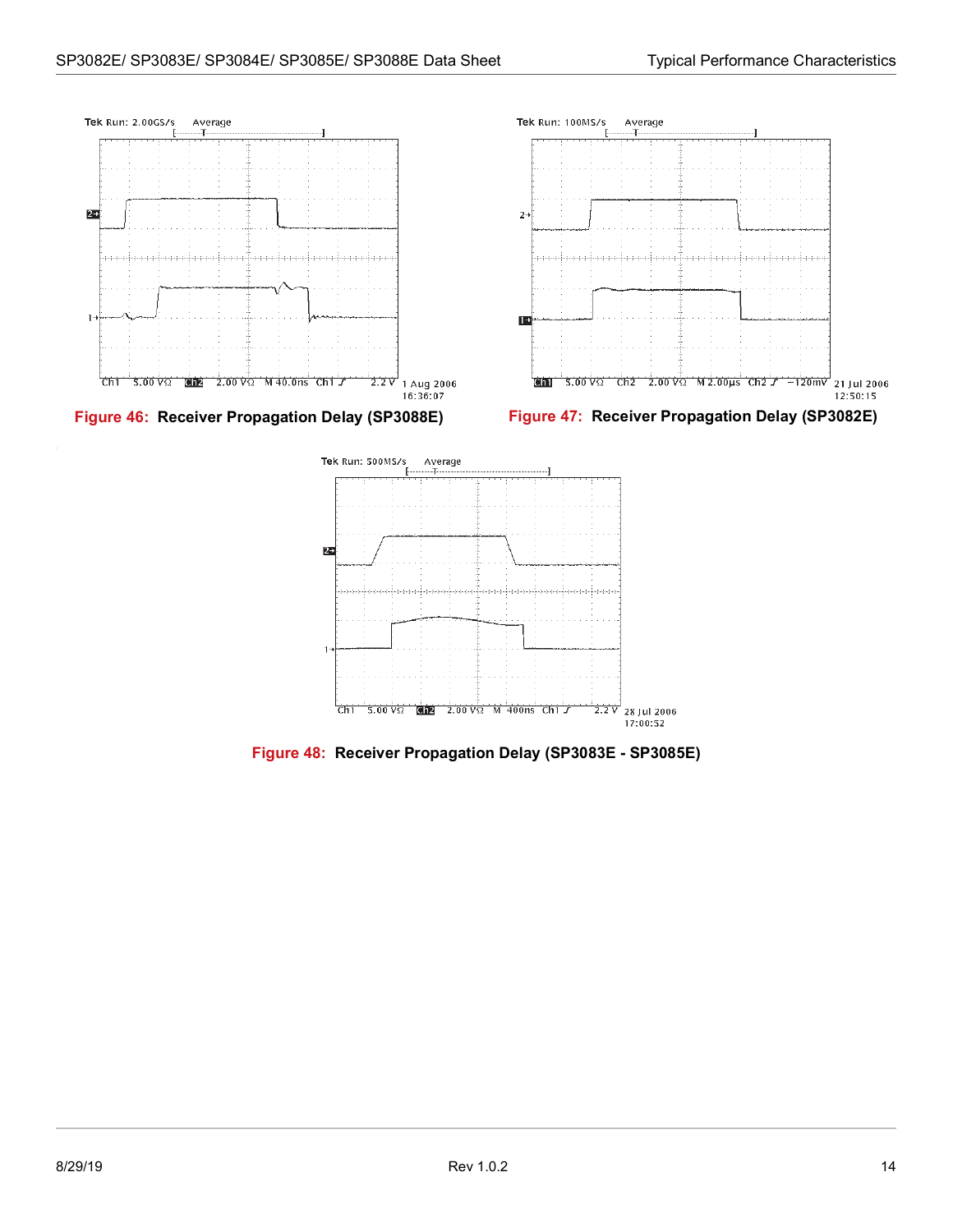Figure 46: Receiver Propagation Delay (SP3088E)

Figure 47: Receiver Propagation Delay (SP3082E)

Figure 48: Receiver Propagation Delay (SP3083E - SP3085E)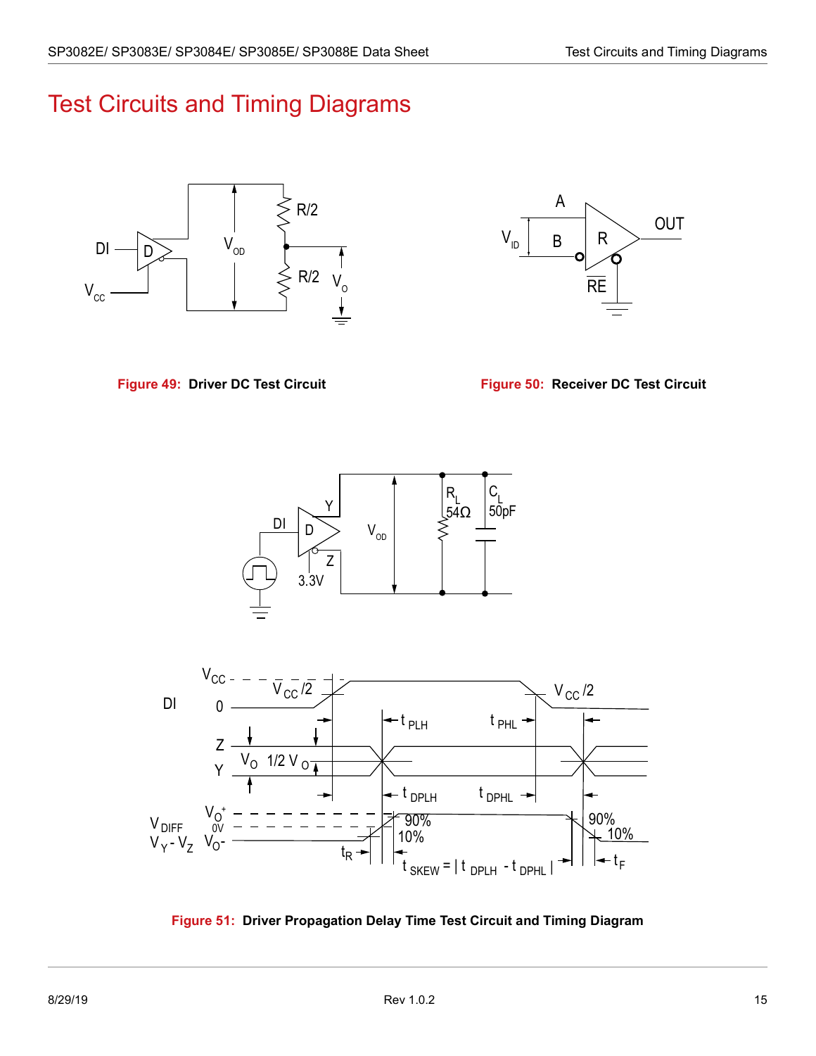# Test Circuits and Timing Diagrams

**Figure 49: Driver DC Test Circuit**

**Figure 50: Receiver DC Test Circuit**

**Figure 51: Driver Propagation Delay Time Test Circuit and Timing Diagram**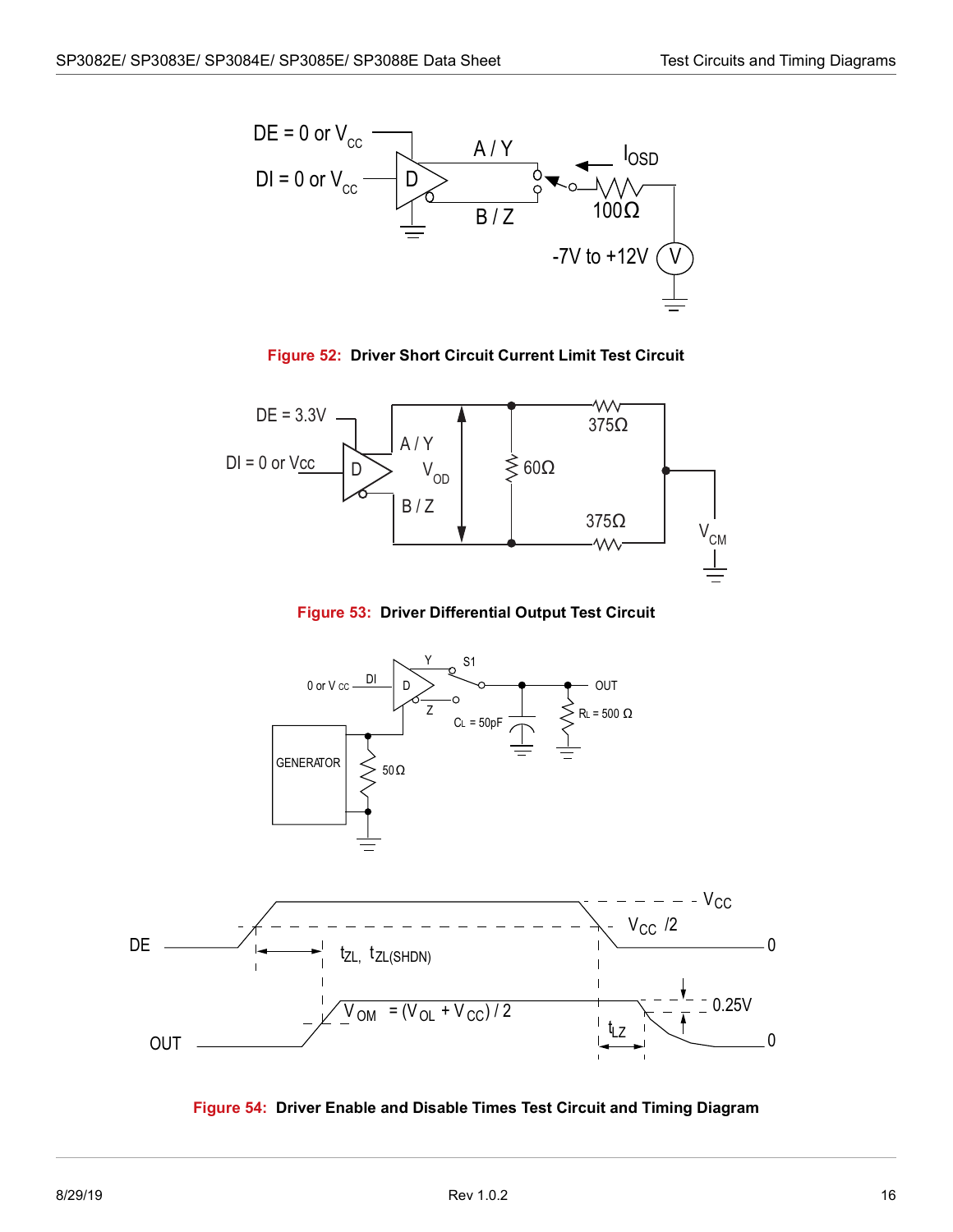**Figure 52: Driver Short Circuit Current Limit Test Circuit**

**Figure 53: Driver Differential Output Test Circuit**

**Figure 54: Driver Enable and Disable Times Test Circuit and Timing Diagram**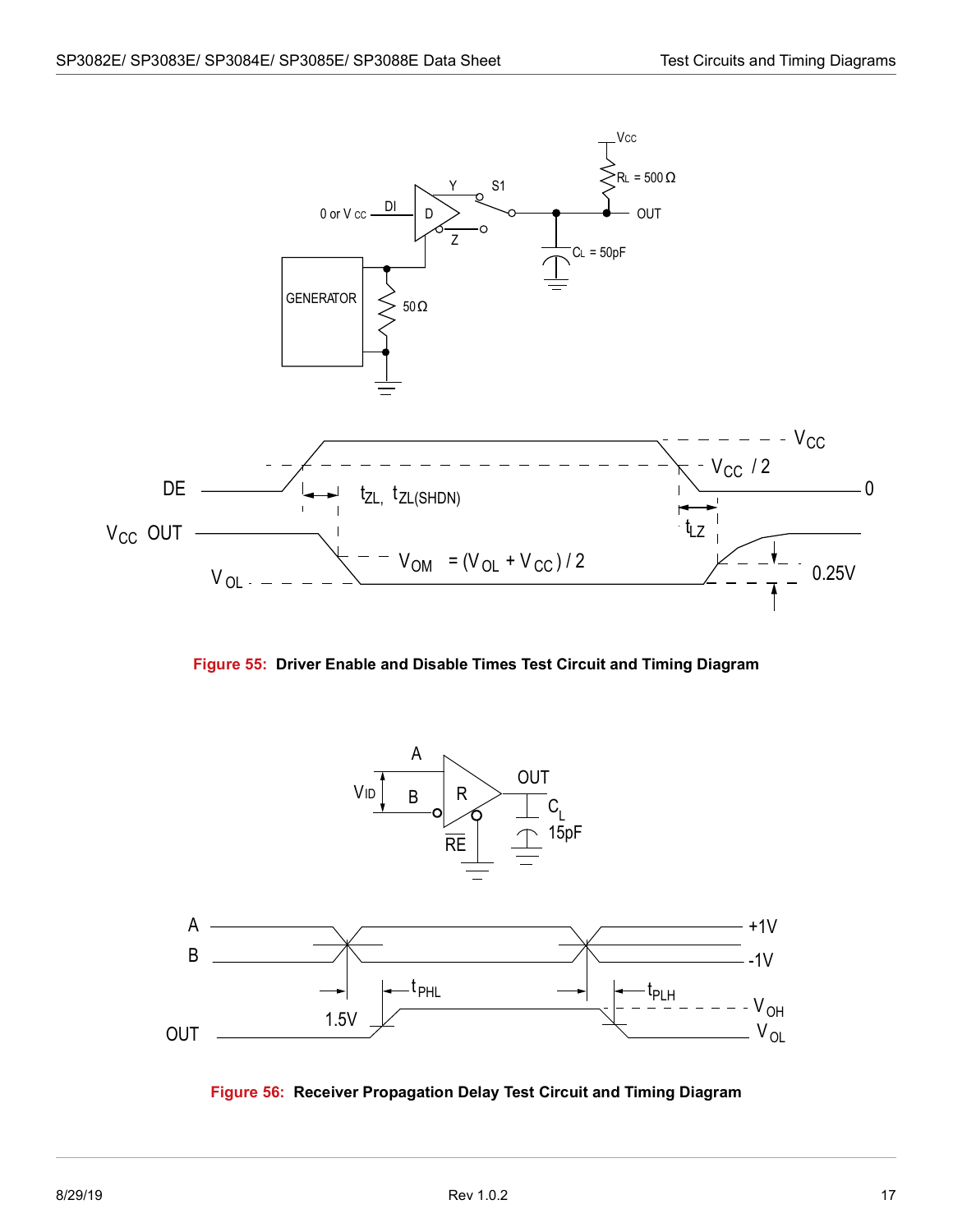**Figure 55: Driver Enable and Disable Times Test Circuit and Timing Diagram**

**Figure 56: Receiver Propagation Delay Test Circuit and Timing Diagram**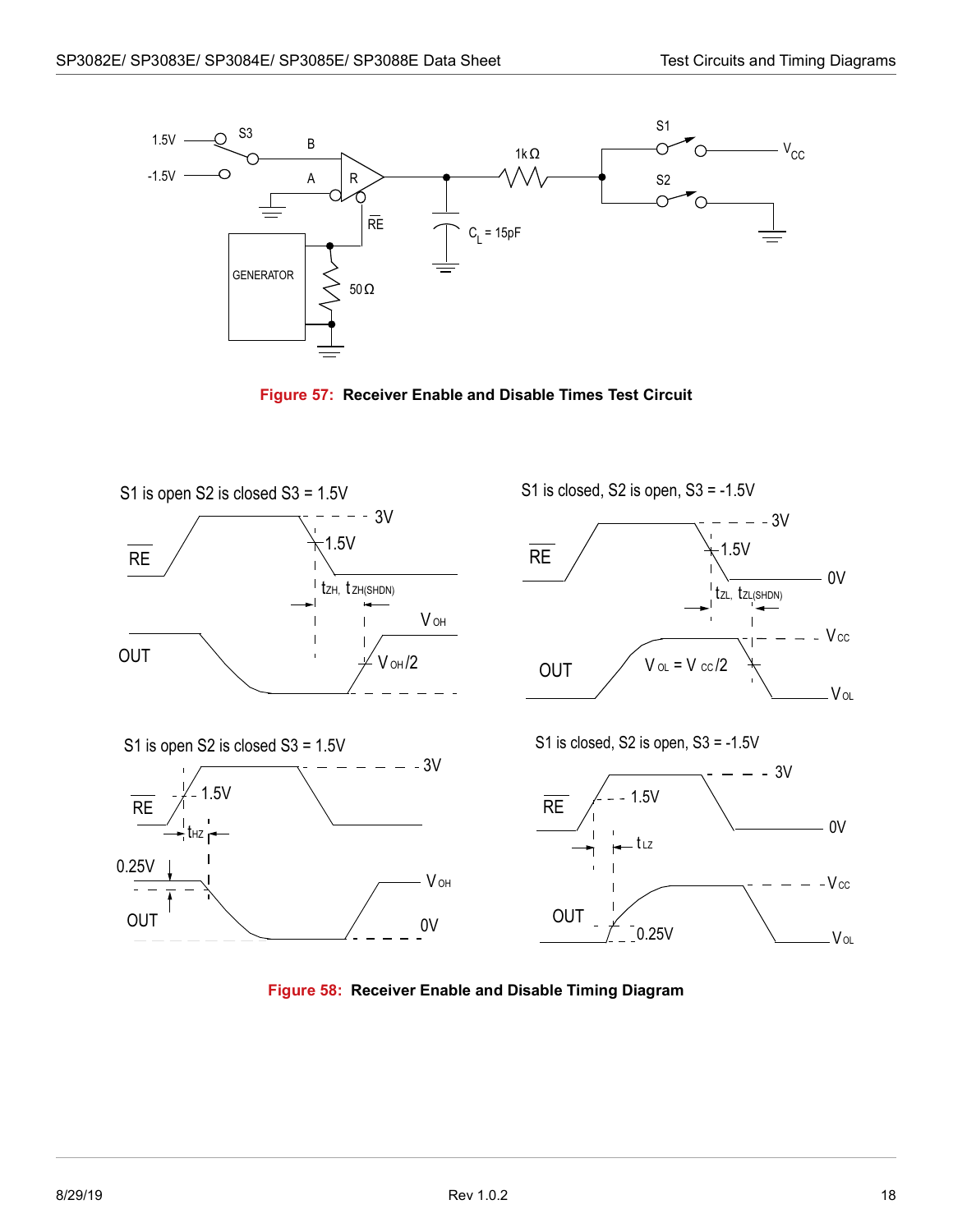Figure 57: Receiver Enable and Disable Times Test Circuit

Figure 58: Receiver Enable and Disable Timing Diagram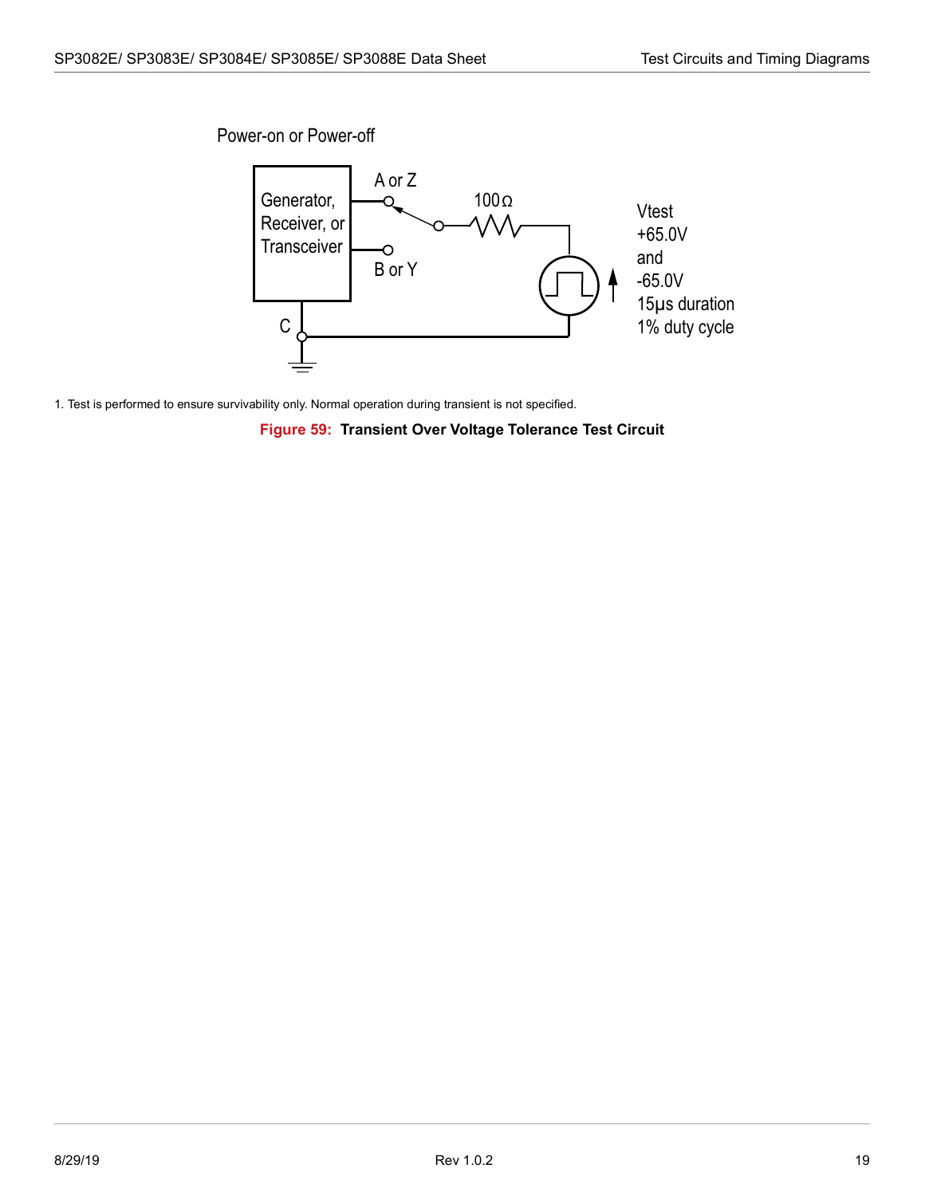Power-on or Power-off

Generator, Receiver, or Transceiver

A or Z

B or Y

C

100Ω

Vtest
+65.0V
and
-65.0V
15µs duration
1% duty cycle

1. Test is performed to ensure survivability only. Normal operation during transient is not specified.

**Figure 59: Transient Over Voltage Tolerance Test Circuit**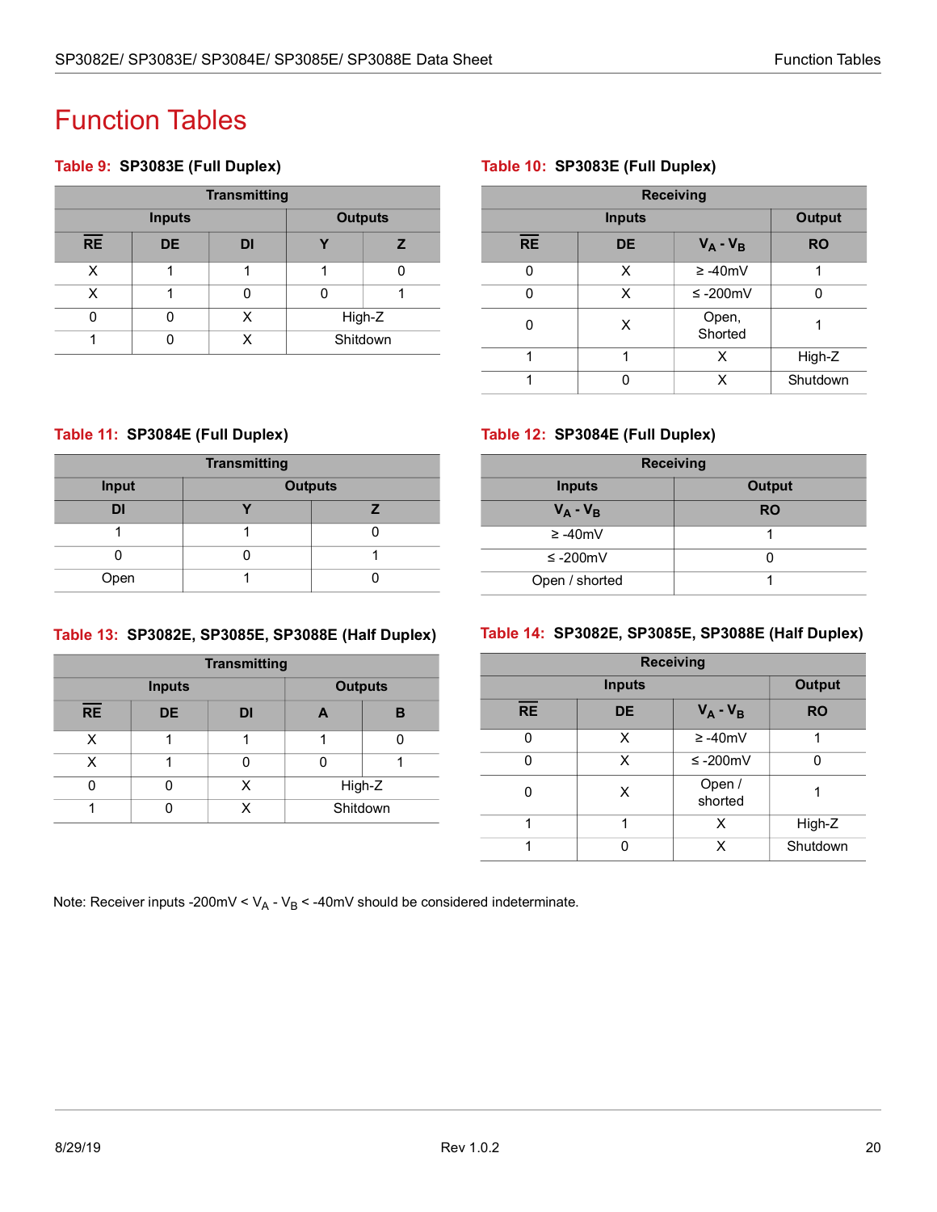# Function Tables

**Table 9: SP3083E (Full Duplex)**

| Transmitting | | | | |
|---|---|---|---|---|
| Inputs | | | Outputs | |
| $\overline{RE}$ | DE | DI | Y | Z |
| X | 1 | 1 | 1 | 0 |
| X | 1 | 0 | 0 | 1 |
| 0 | 0 | X | High-Z | |
| 1 | 0 | X | Shitdown | |

**Table 10: SP3083E (Full Duplex)**

| Receiving | | | |
|---|---|---|---|
| Inputs | | | Output |
| $\overline{RE}$ | DE | $V_A - V_B$ | RO |
| 0 | X | ≥ -40mV | 1 |
| 0 | X | ≤ -200mV | 0 |
| 0 | X | Open, Shorted | 1 |
| 1 | 1 | X | High-Z |
| 1 | 0 | X | Shutdown |

**Table 11: SP3084E (Full Duplex)**

| Transmitting | | |
|---|---|---|
| Input | Outputs | |
| DI | Y | Z |
| 1 | 1 | 0 |
| 0 | 0 | 1 |
| Open | 1 | 0 |

**Table 12: SP3084E (Full Duplex)**

| Receiving | |
|---|---|
| Inputs | Output |
| $V_A - V_B$ | RO |
| ≥ -40mV | 1 |
| ≤ -200mV | 0 |
| Open / shorted | 1 |

**Table 13: SP3082E, SP3085E, SP3088E (Half Duplex)**

| Transmitting | | | | |
|---|---|---|---|---|
| Inputs | | | Outputs | |
| $\overline{RE}$ | DE | DI | A | B |
| X | 1 | 1 | 1 | 0 |
| X | 1 | 0 | 0 | 1 |
| 0 | 0 | X | High-Z | |
| 1 | 0 | X | Shitdown | |

**Table 14: SP3082E, SP3085E, SP3088E (Half Duplex)**

| Receiving | | | |
|---|---|---|---|
| Inputs | | | Output |
| $\overline{RE}$ | DE | $V_A - V_B$ | RO |
| 0 | X | ≥ -40mV | 1 |
| 0 | X | ≤ -200mV | 0 |
| 0 | X | Open / shorted | 1 |
| 1 | 1 | X | High-Z |
| 1 | 0 | X | Shutdown |

Note: Receiver inputs -200mV < $V_A - V_B$ < -40mV should be considered indeterminate.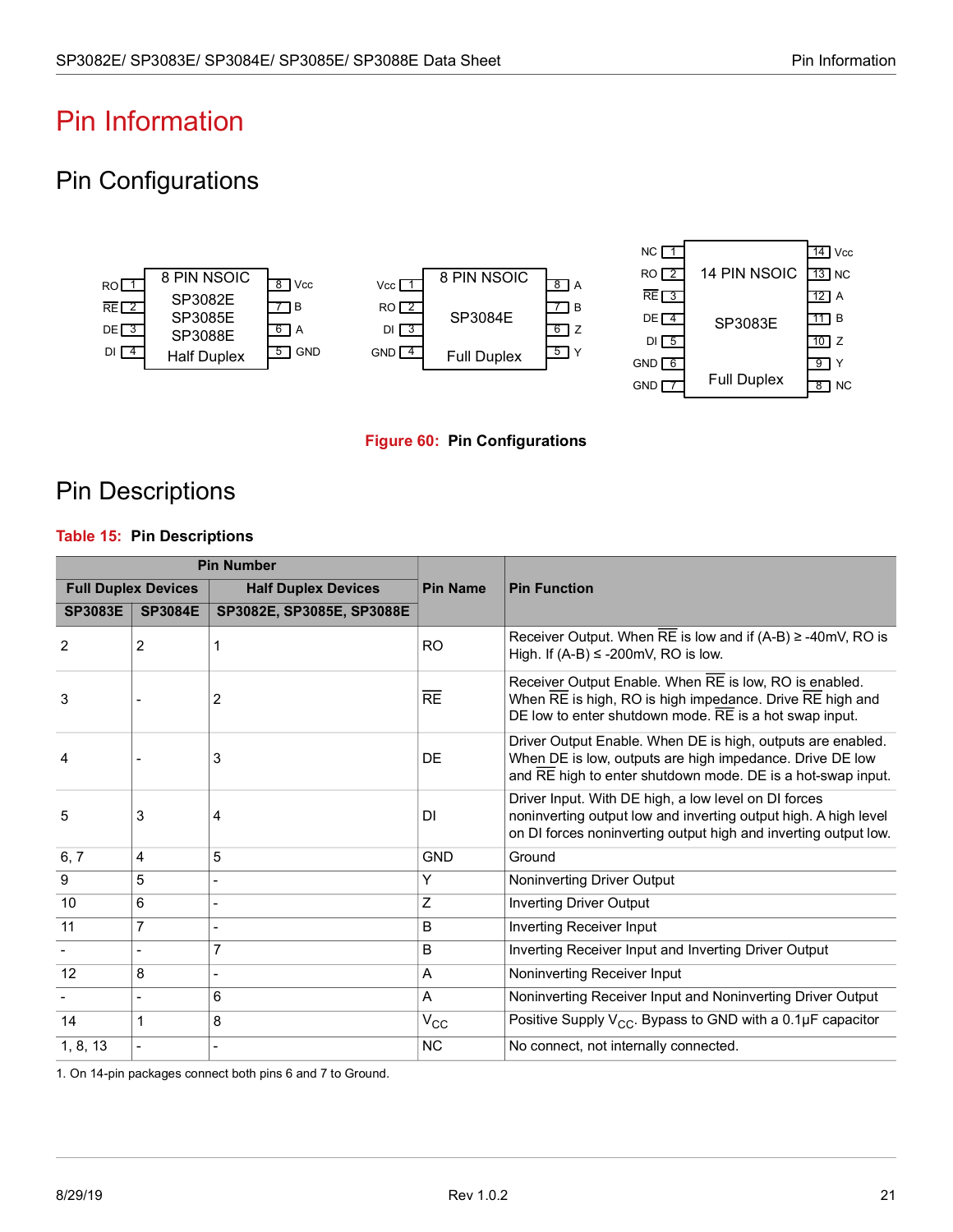# Pin Information

## Pin Configurations

**8 PIN NSOIC — SP3082E / SP3085E / SP3088E — Half Duplex**

| Pin | Name | Pin | Name |
|---|---|---|---|
| 1 | RO | 8 | Vcc |
| 2 | $\overline{RE}$ | 7 | B |
| 3 | DE | 6 | A |
| 4 | DI | 5 | GND |

**8 PIN NSOIC — SP3084E — Full Duplex**

| Pin | Name | Pin | Name |
|---|---|---|---|
| 1 | Vcc | 8 | A |
| 2 | RO | 7 | B |
| 3 | DI | 6 | Z |
| 4 | GND | 5 | Y |

**14 PIN NSOIC — SP3083E — Full Duplex**

| Pin | Name | Pin | Name |
|---|---|---|---|
| 1 | NC | 14 | Vcc |
| 2 | RO | 13 | NC |
| 3 | $\overline{RE}$ | 12 | A |
| 4 | DE | 11 | B |
| 5 | DI | 10 | Z |
| 6 | GND | 9 | Y |
| 7 | GND | 8 | NC |

**Figure 60: Pin Configurations**

## Pin Descriptions

**Table 15: Pin Descriptions**

| Pin Number | | | Pin Name | Pin Function |
|---|---|---|---|---|
| Full Duplex Devices | | Half Duplex Devices | | |
| SP3083E | SP3084E | SP3082E, SP3085E, SP3088E | | |
| 2 | 2 | 1 | RO | Receiver Output. When $\overline{RE}$ is low and if (A-B) ≥ -40mV, RO is High. If (A-B) ≤ -200mV, RO is low. |
| 3 | - | 2 | $\overline{RE}$ | Receiver Output Enable. When $\overline{RE}$ is low, RO is enabled. When $\overline{RE}$ is high, RO is high impedance. Drive $\overline{RE}$ high and DE low to enter shutdown mode. $\overline{RE}$ is a hot swap input. |
| 4 | - | 3 | DE | Driver Output Enable. When DE is high, outputs are enabled. When DE is low, outputs are high impedance. Drive DE low and $\overline{RE}$ high to enter shutdown mode. DE is a hot-swap input. |
| 5 | 3 | 4 | DI | Driver Input. With DE high, a low level on DI forces noninverting output low and inverting output high. A high level on DI forces noninverting output high and inverting output low. |
| 6, 7 | 4 | 5 | GND | Ground |
| 9 | 5 | - | Y | Noninverting Driver Output |
| 10 | 6 | - | Z | Inverting Driver Output |
| 11 | 7 | - | B | Inverting Receiver Input |
| - | - | 7 | B | Inverting Receiver Input and Inverting Driver Output |
| 12 | 8 | - | A | Noninverting Receiver Input |
| - | - | 6 | A | Noninverting Receiver Input and Noninverting Driver Output |
| 14 | 1 | 8 | $V_{CC}$ | Positive Supply $V_{CC}$. Bypass to GND with a 0.1µF capacitor |
| 1, 8, 13 | - | - | NC | No connect, not internally connected. |

1. On 14-pin packages connect both pins 6 and 7 to Ground.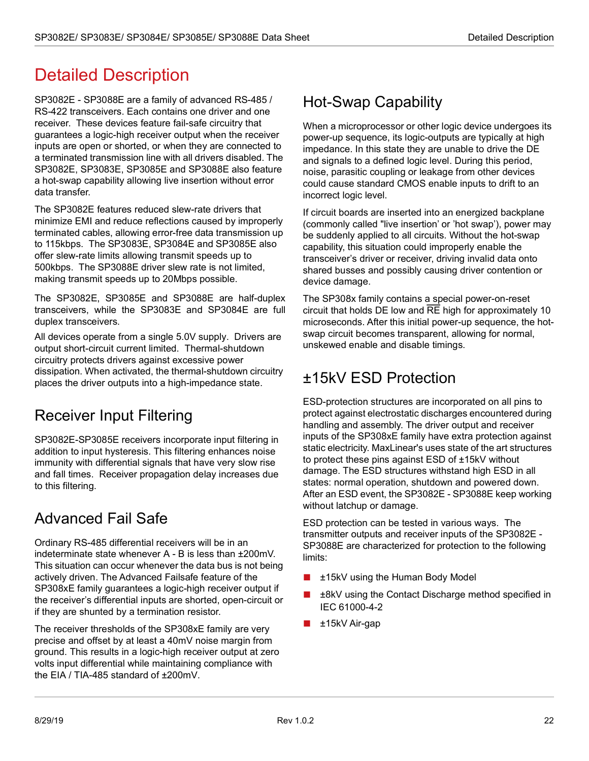# Detailed Description

SP3082E - SP3088E are a family of advanced RS-485 / RS-422 transceivers. Each contains one driver and one receiver. These devices feature fail-safe circuitry that guarantees a logic-high receiver output when the receiver inputs are open or shorted, or when they are connected to a terminated transmission line with all drivers disabled. The SP3082E, SP3083E, SP3085E and SP3088E also feature a hot-swap capability allowing live insertion without error data transfer.

The SP3082E features reduced slew-rate drivers that minimize EMI and reduce reflections caused by improperly terminated cables, allowing error-free data transmission up to 115kbps. The SP3083E, SP3084E and SP3085E also offer slew-rate limits allowing transmit speeds up to 500kbps. The SP3088E driver slew rate is not limited, making transmit speeds up to 20Mbps possible.

The SP3082E, SP3085E and SP3088E are half-duplex transceivers, while the SP3083E and SP3084E are full duplex transceivers.

All devices operate from a single 5.0V supply. Drivers are output short-circuit current limited. Thermal-shutdown circuitry protects drivers against excessive power dissipation. When activated, the thermal-shutdown circuitry places the driver outputs into a high-impedance state.

## Receiver Input Filtering

SP3082E-SP3085E receivers incorporate input filtering in addition to input hysteresis. This filtering enhances noise immunity with differential signals that have very slow rise and fall times. Receiver propagation delay increases due to this filtering.

## Advanced Fail Safe

Ordinary RS-485 differential receivers will be in an indeterminate state whenever A - B is less than ±200mV. This situation can occur whenever the data bus is not being actively driven. The Advanced Failsafe feature of the SP308xE family guarantees a logic-high receiver output if the receiver's differential inputs are shorted, open-circuit or if they are shunted by a termination resistor.

The receiver thresholds of the SP308xE family are very precise and offset by at least a 40mV noise margin from ground. This results in a logic-high receiver output at zero volts input differential while maintaining compliance with the EIA / TIA-485 standard of ±200mV.

## Hot-Swap Capability

When a microprocessor or other logic device undergoes its power-up sequence, its logic-outputs are typically at high impedance. In this state they are unable to drive the DE and signals to a defined logic level. During this period, noise, parasitic coupling or leakage from other devices could cause standard CMOS enable inputs to drift to an incorrect logic level.

If circuit boards are inserted into an energized backplane (commonly called "live insertion' or 'hot swap'), power may be suddenly applied to all circuits. Without the hot-swap capability, this situation could improperly enable the transceiver's driver or receiver, driving invalid data onto shared busses and possibly causing driver contention or device damage.

The SP308x family contains a special power-on-reset circuit that holds DE low and $\overline{RE}$ high for approximately 10 microseconds. After this initial power-up sequence, the hot-swap circuit becomes transparent, allowing for normal, unskewed enable and disable timings.

## ±15kV ESD Protection

ESD-protection structures are incorporated on all pins to protect against electrostatic discharges encountered during handling and assembly. The driver output and receiver inputs of the SP308xE family have extra protection against static electricity. MaxLinear's uses state of the art structures to protect these pins against ESD of ±15kV without damage. The ESD structures withstand high ESD in all states: normal operation, shutdown and powered down. After an ESD event, the SP3082E - SP3088E keep working without latchup or damage.

ESD protection can be tested in various ways. The transmitter outputs and receiver inputs of the SP3082E - SP3088E are characterized for protection to the following limits:

- ±15kV using the Human Body Model
- ±8kV using the Contact Discharge method specified in IEC 61000-4-2
- ±15kV Air-gap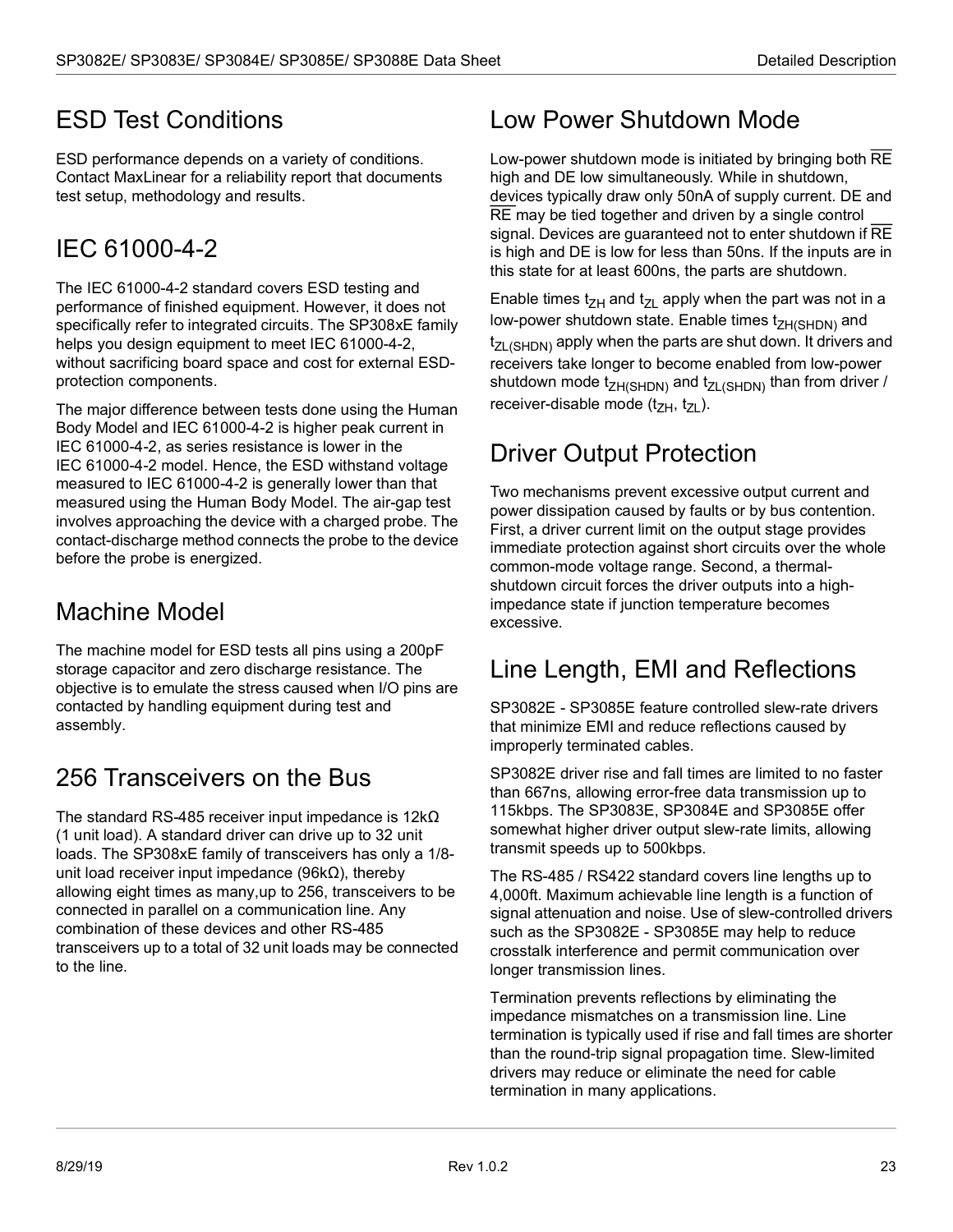## ESD Test Conditions

ESD performance depends on a variety of conditions. Contact MaxLinear for a reliability report that documents test setup, methodology and results.

## IEC 61000-4-2

The IEC 61000-4-2 standard covers ESD testing and performance of finished equipment. However, it does not specifically refer to integrated circuits. The SP308xE family helps you design equipment to meet IEC 61000-4-2, without sacrificing board space and cost for external ESD-protection components.

The major difference between tests done using the Human Body Model and IEC 61000-4-2 is higher peak current in IEC 61000-4-2, as series resistance is lower in the IEC 61000-4-2 model. Hence, the ESD withstand voltage measured to IEC 61000-4-2 is generally lower than that measured using the Human Body Model. The air-gap test involves approaching the device with a charged probe. The contact-discharge method connects the probe to the device before the probe is energized.

## Machine Model

The machine model for ESD tests all pins using a 200pF storage capacitor and zero discharge resistance. The objective is to emulate the stress caused when I/O pins are contacted by handling equipment during test and assembly.

## 256 Transceivers on the Bus

The standard RS-485 receiver input impedance is 12kΩ (1 unit load). A standard driver can drive up to 32 unit loads. The SP308xE family of transceivers has only a 1/8-unit load receiver input impedance (96kΩ), thereby allowing eight times as many,up to 256, transceivers to be connected in parallel on a communication line. Any combination of these devices and other RS-485 transceivers up to a total of 32 unit loads may be connected to the line.

## Low Power Shutdown Mode

Low-power shutdown mode is initiated by bringing both $\overline{RE}$ high and DE low simultaneously. While in shutdown, devices typically draw only 50nA of supply current. DE and $\overline{RE}$ may be tied together and driven by a single control signal. Devices are guaranteed not to enter shutdown if $\overline{RE}$ is high and DE is low for less than 50ns. If the inputs are in this state for at least 600ns, the parts are shutdown.

Enable times $t_{ZH}$ and $t_{ZL}$ apply when the part was not in a low-power shutdown state. Enable times $t_{ZH(SHDN)}$ and $t_{ZL(SHDN)}$ apply when the parts are shut down. It drivers and receivers take longer to become enabled from low-power shutdown mode $t_{ZH(SHDN)}$ and $t_{ZL(SHDN)}$ than from driver / receiver-disable mode ($t_{ZH}$, $t_{ZL}$).

## Driver Output Protection

Two mechanisms prevent excessive output current and power dissipation caused by faults or by bus contention. First, a driver current limit on the output stage provides immediate protection against short circuits over the whole common-mode voltage range. Second, a thermal-shutdown circuit forces the driver outputs into a high-impedance state if junction temperature becomes excessive.

## Line Length, EMI and Reflections

SP3082E - SP3085E feature controlled slew-rate drivers that minimize EMI and reduce reflections caused by improperly terminated cables.

SP3082E driver rise and fall times are limited to no faster than 667ns, allowing error-free data transmission up to 115kbps. The SP3083E, SP3084E and SP3085E offer somewhat higher driver output slew-rate limits, allowing transmit speeds up to 500kbps.

The RS-485 / RS422 standard covers line lengths up to 4,000ft. Maximum achievable line length is a function of signal attenuation and noise. Use of slew-controlled drivers such as the SP3082E - SP3085E may help to reduce crosstalk interference and permit communication over longer transmission lines.

Termination prevents reflections by eliminating the impedance mismatches on a transmission line. Line termination is typically used if rise and fall times are shorter than the round-trip signal propagation time. Slew-limited drivers may reduce or eliminate the need for cable termination in many applications.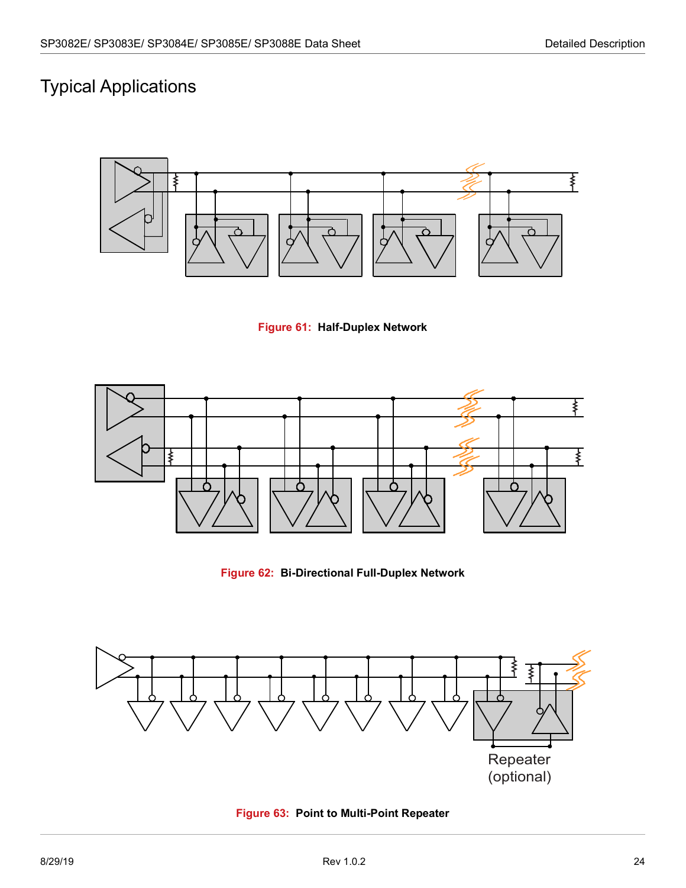# Typical Applications

Figure 61: Half-Duplex Network

Figure 62: Bi-Directional Full-Duplex Network

Repeater (optional)

Figure 63: Point to Multi-Point Repeater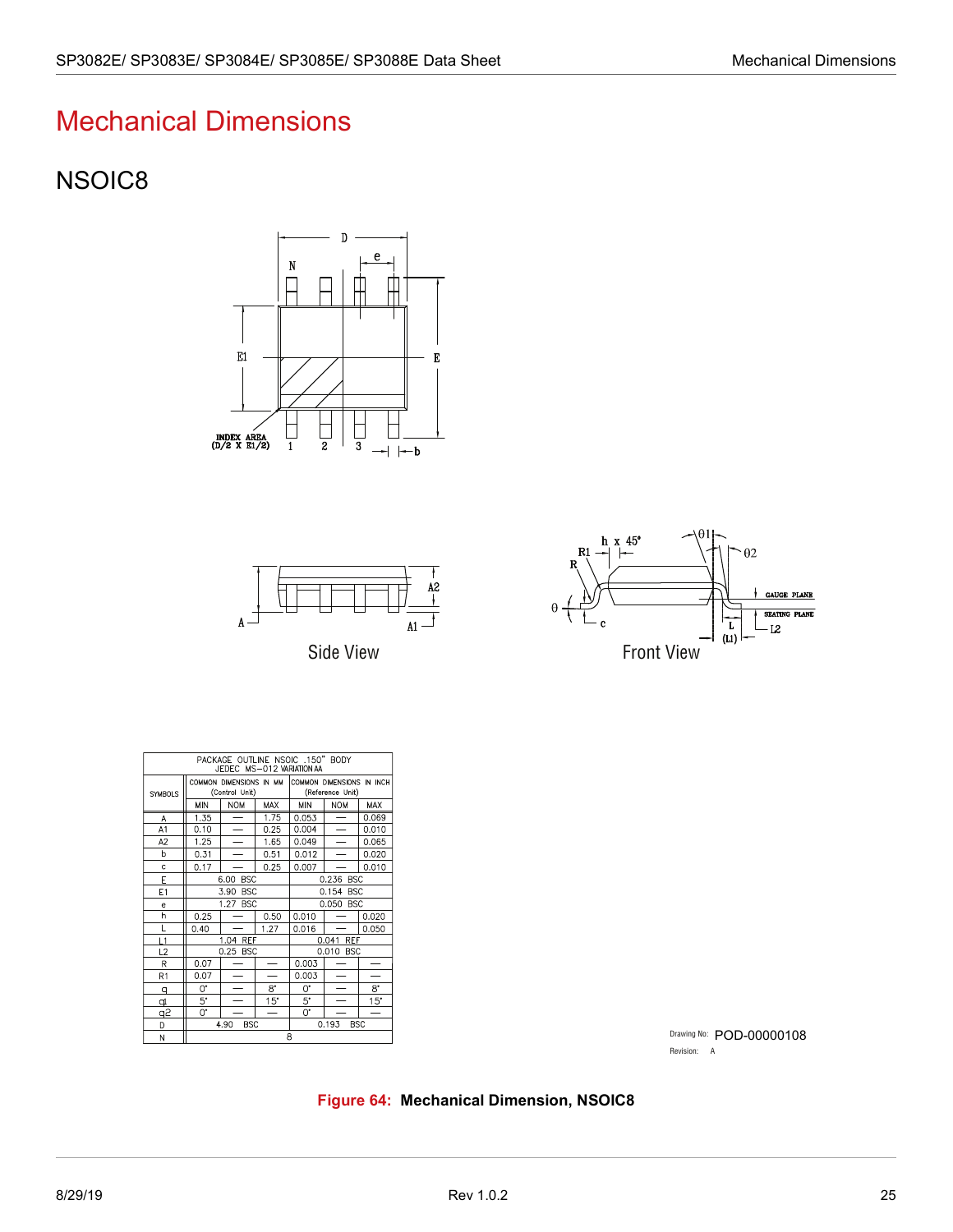# Mechanical Dimensions

## NSOIC8

| PACKAGE OUTLINE NSOIC .150" BODY JEDEC MS−012 VARIATION AA | | | | | | |
|---|---|---|---|---|---|---|
| SYMBOLS | COMMON DIMENSIONS IN MM (Control Unit) | | | COMMON DIMENSIONS IN INCH (Reference Unit) | | |
| | MIN | NOM | MAX | MIN | NOM | MAX |
| A | 1.35 | — | 1.75 | 0.053 | — | 0.069 |
| A1 | 0.10 | — | 0.25 | 0.004 | — | 0.010 |
| A2 | 1.25 | — | 1.65 | 0.049 | — | 0.065 |
| b | 0.31 | — | 0.51 | 0.012 | — | 0.020 |
| c | 0.17 | — | 0.25 | 0.007 | — | 0.010 |
| E | 6.00 BSC | | | 0.236 BSC | | |
| E1 | 3.90 BSC | | | 0.154 BSC | | |
| e | 1.27 BSC | | | 0.050 BSC | | |
| h | 0.25 | — | 0.50 | 0.010 | — | 0.020 |
| L | 0.40 | — | 1.27 | 0.016 | — | 0.050 |
| L1 | 1.04 REF | | | 0.041 REF | | |
| L2 | 0.25 BSC | | | 0.010 BSC | | |
| R | 0.07 | — | — | 0.003 | — | — |
| R1 | 0.07 | — | — | 0.003 | — | — |
| θ | 0° | — | 8° | 0° | — | 8° |
| θ1 | 5° | — | 15° | 5° | — | 15° |
| θ2 | 0° | — | — | 0° | — | — |
| D | 4.90 BSC | | | 0.193 BSC | | |
| N | 8 | | | | | |

Drawing No: POD-00000108
Revision: A

**Figure 64: Mechanical Dimension, NSOIC8**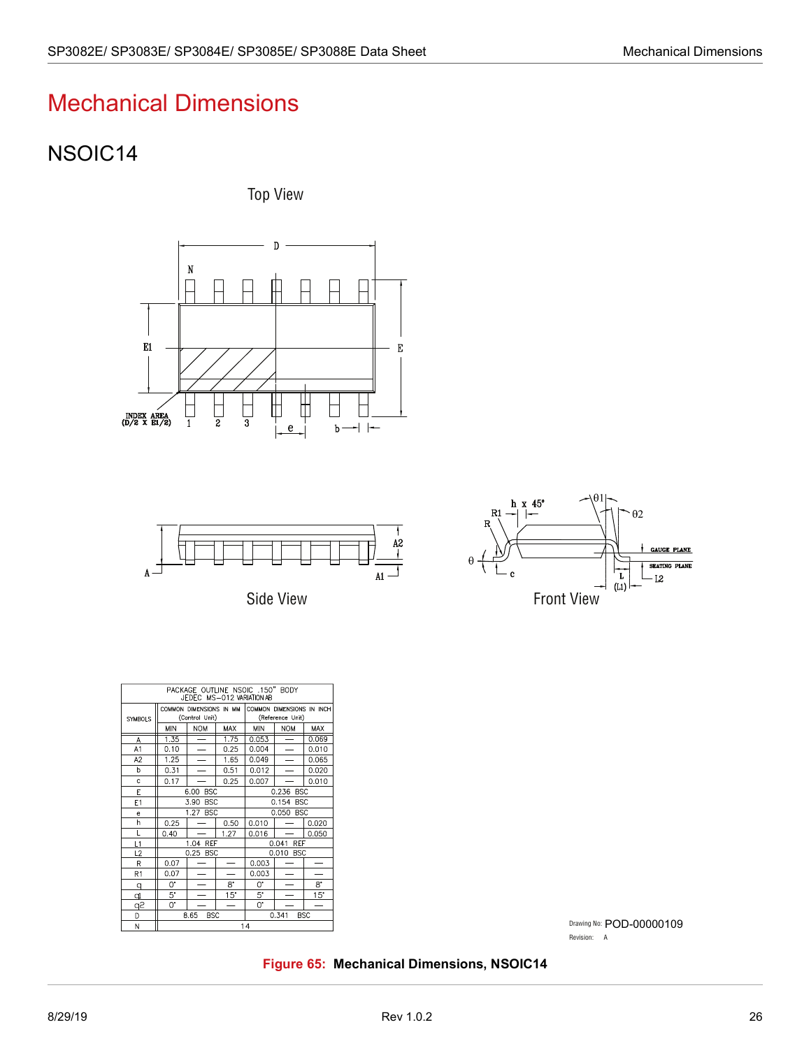# Mechanical Dimensions

## NSOIC14

Top View

Side View

Front View

| PACKAGE OUTLINE NSOIC .150" BODY JEDEC MS-012 VARIATION AB | | | | | | |
|---|---|---|---|---|---|---|
| SYMBOLS | COMMON DIMENSIONS IN MM (Control Unit) | | | COMMON DIMENSIONS IN INCH (Reference Unit) | | |
| | MIN | NOM | MAX | MIN | NOM | MAX |
| A | 1.35 | — | 1.75 | 0.053 | — | 0.069 |
| A1 | 0.10 | — | 0.25 | 0.004 | — | 0.010 |
| A2 | 1.25 | — | 1.65 | 0.049 | — | 0.065 |
| b | 0.31 | — | 0.51 | 0.012 | — | 0.020 |
| c | 0.17 | — | 0.25 | 0.007 | — | 0.010 |
| E | 6.00 BSC | | | 0.236 BSC | | |
| E1 | 3.90 BSC | | | 0.154 BSC | | |
| e | 1.27 BSC | | | 0.050 BSC | | |
| h | 0.25 | — | 0.50 | 0.010 | — | 0.020 |
| L | 0.40 | — | 1.27 | 0.016 | — | 0.050 |
| L1 | 1.04 REF | | | 0.041 REF | | |
| L2 | 0.25 BSC | | | 0.010 BSC | | |
| R | 0.07 | — | — | 0.003 | — | — |
| R1 | 0.07 | — | — | 0.003 | — | — |
| θ | 0° | — | 8° | 0° | — | 8° |
| θ1 | 5° | — | 15° | 5° | — | 15° |
| θ2 | 0° | — | — | 0° | — | — |
| D | 8.65 BSC | | | 0.341 BSC | | |
| N | 14 | | | | | |

Drawing No: POD-00000109
Revision: A

**Figure 65: Mechanical Dimensions, NSOIC14**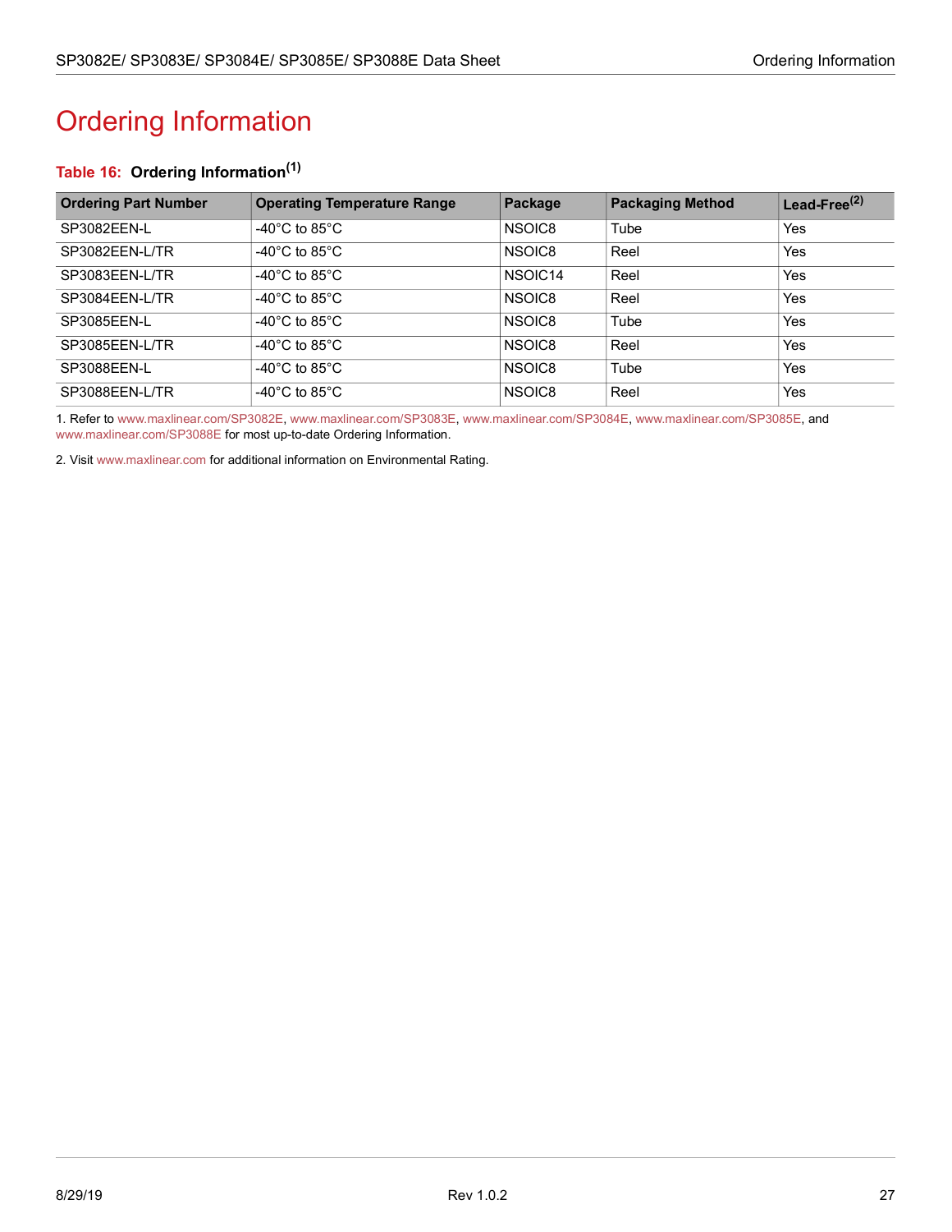# Ordering Information

**Table 16: Ordering Information[1]**

| Ordering Part Number | Operating Temperature Range | Package | Packaging Method | Lead-Free[2] |
|---|---|---|---|---|
| SP3082EEN-L | -40°C to 85°C | NSOIC8 | Tube | Yes |
| SP3082EEN-L/TR | -40°C to 85°C | NSOIC8 | Reel | Yes |
| SP3083EEN-L/TR | -40°C to 85°C | NSOIC14 | Reel | Yes |
| SP3084EEN-L/TR | -40°C to 85°C | NSOIC8 | Reel | Yes |
| SP3085EEN-L | -40°C to 85°C | NSOIC8 | Tube | Yes |
| SP3085EEN-L/TR | -40°C to 85°C | NSOIC8 | Reel | Yes |
| SP3088EEN-L | -40°C to 85°C | NSOIC8 | Tube | Yes |
| SP3088EEN-L/TR | -40°C to 85°C | NSOIC8 | Reel | Yes |

1. Refer to www.maxlinear.com/SP3082E, www.maxlinear.com/SP3083E, www.maxlinear.com/SP3084E, www.maxlinear.com/SP3085E, and www.maxlinear.com/SP3088E for most up-to-date Ordering Information.

2. Visit www.maxlinear.com for additional information on Environmental Rating.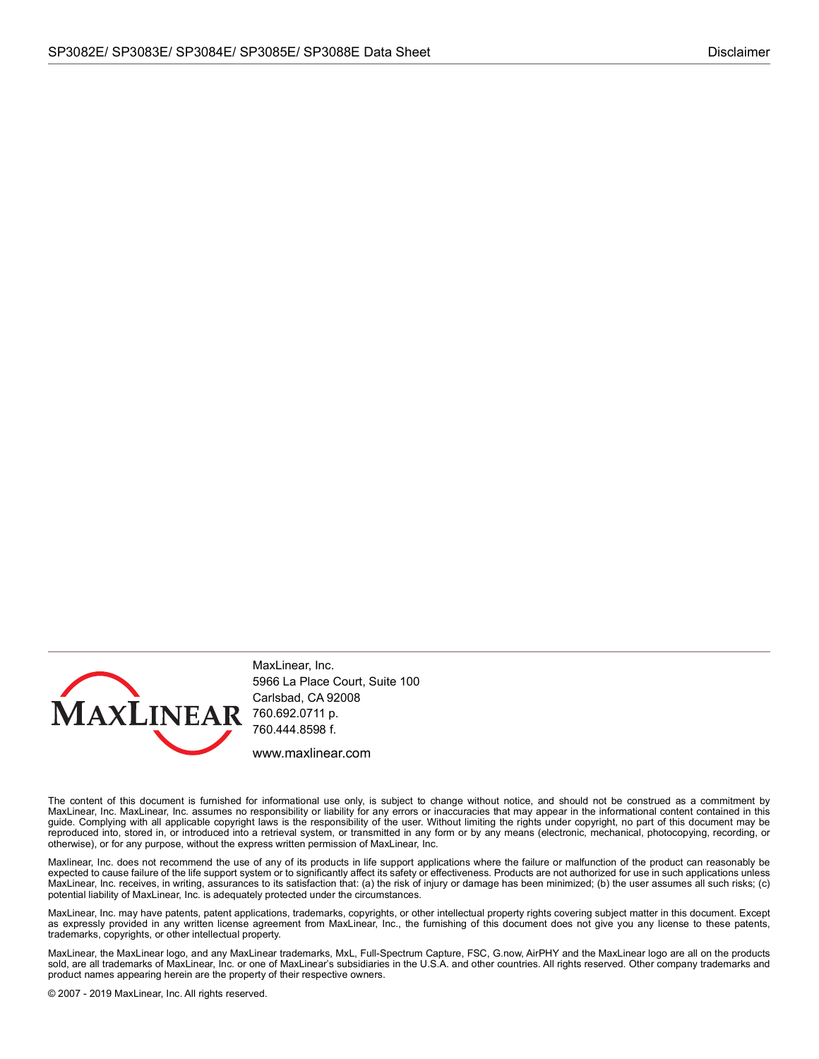MaxLinear, Inc.
5966 La Place Court, Suite 100
Carlsbad, CA 92008
760.692.0711 p.
760.444.8598 f.

www.maxlinear.com

The content of this document is furnished for informational use only, is subject to change without notice, and should not be construed as a commitment by MaxLinear, Inc. MaxLinear, Inc. assumes no responsibility or liability for any errors or inaccuracies that may appear in the informational content contained in this guide. Complying with all applicable copyright laws is the responsibility of the user. Without limiting the rights under copyright, no part of this document may be reproduced into, stored in, or introduced into a retrieval system, or transmitted in any form or by any means (electronic, mechanical, photocopying, recording, or otherwise), or for any purpose, without the express written permission of MaxLinear, Inc.

Maxlinear, Inc. does not recommend the use of any of its products in life support applications where the failure or malfunction of the product can reasonably be expected to cause failure of the life support system or to significantly affect its safety or effectiveness. Products are not authorized for use in such applications unless MaxLinear, Inc. receives, in writing, assurances to its satisfaction that: (a) the risk of injury or damage has been minimized; (b) the user assumes all such risks; (c) potential liability of MaxLinear, Inc. is adequately protected under the circumstances.

MaxLinear, Inc. may have patents, patent applications, trademarks, copyrights, or other intellectual property rights covering subject matter in this document. Except as expressly provided in any written license agreement from MaxLinear, Inc., the furnishing of this document does not give you any license to these patents, trademarks, copyrights, or other intellectual property.

MaxLinear, the MaxLinear logo, and any MaxLinear trademarks, MxL, Full-Spectrum Capture, FSC, G.now, AirPHY and the MaxLinear logo are all on the products sold, are all trademarks of MaxLinear, Inc. or one of MaxLinear's subsidiaries in the U.S.A. and other countries. All rights reserved. Other company trademarks and product names appearing herein are the property of their respective owners.

© 2007 - 2019 MaxLinear, Inc. All rights reserved.